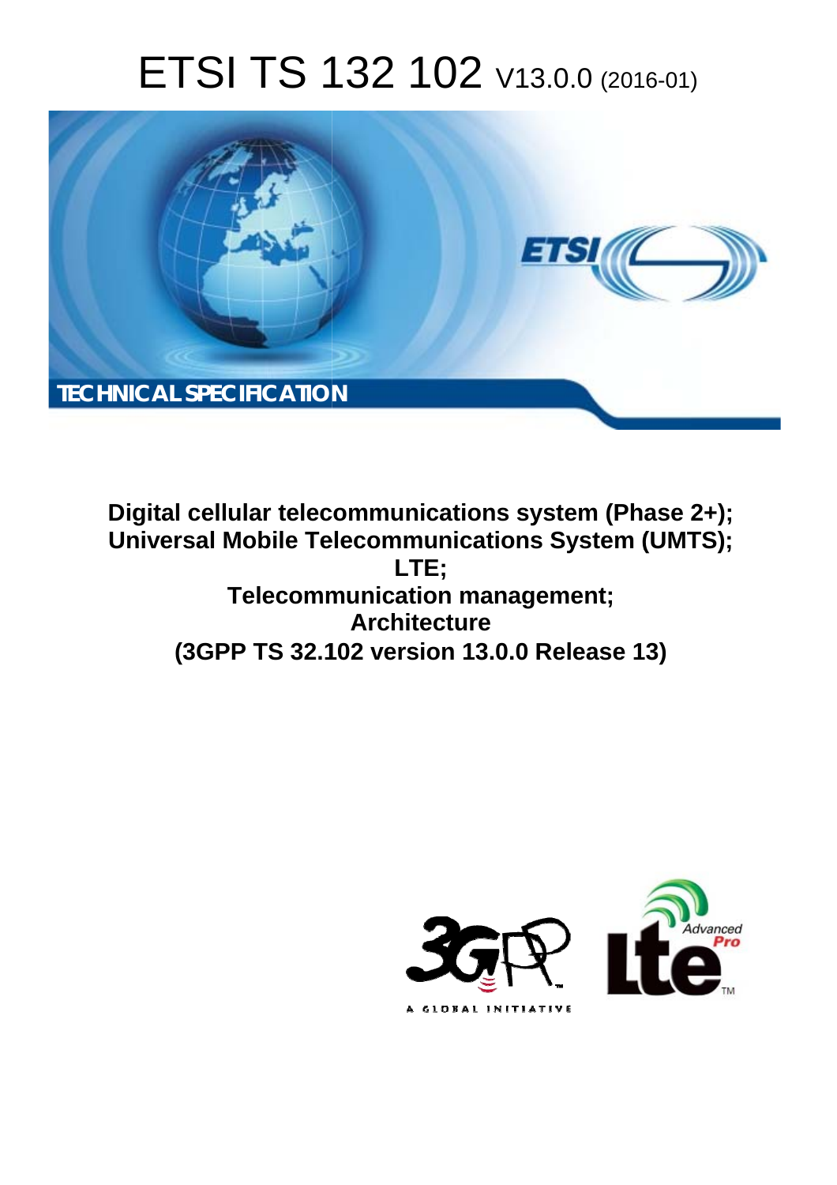# ETSI TS 132 102 V13.0.0 (2016-01)

TECHNICAL SPECIFICATION

**Digital cellular telecommunications system (Phase 2+); Universal Mobile Telecommunications System (UMTS); LTE; Telecommunication management; Architecture (3GPP TS 32.102 version 13.0.0 Release 13)**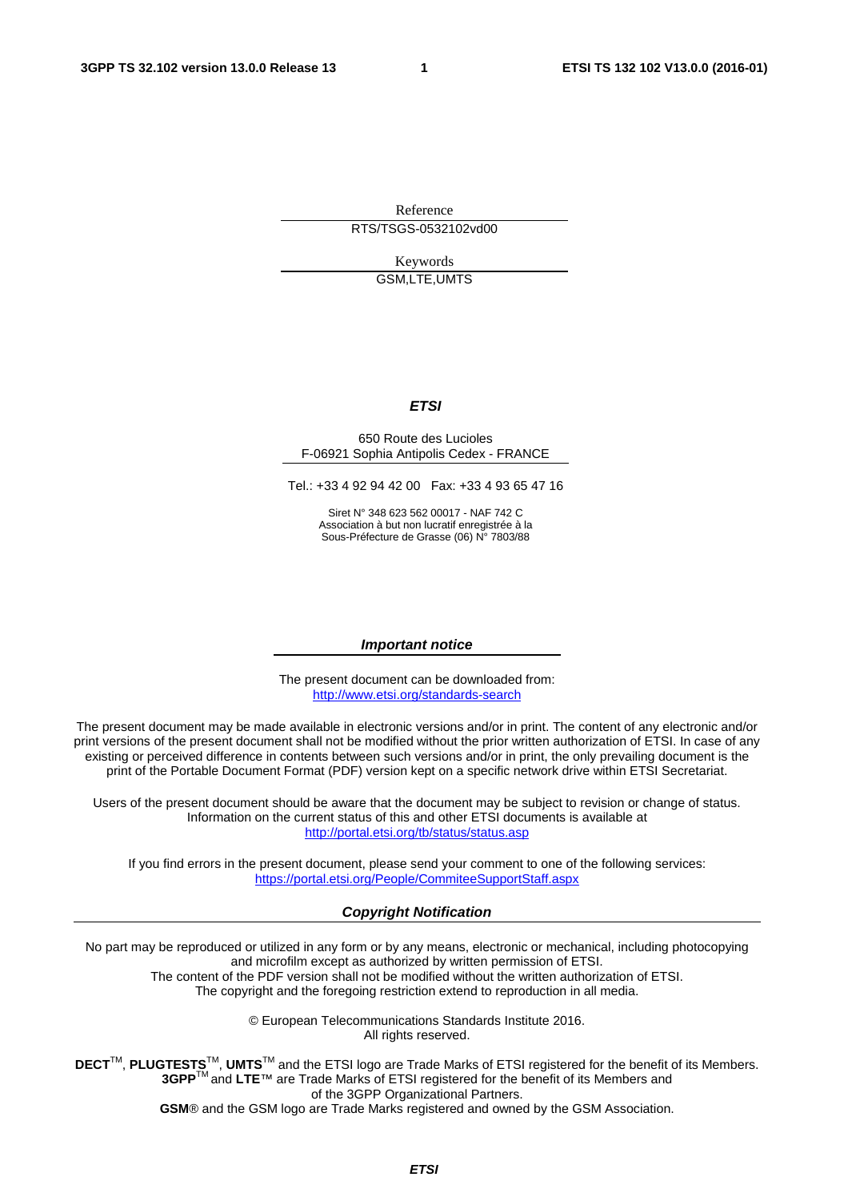Reference

RTS/TSGS-0532102vd00

Keywords

GSM,LTE,UMTS

***ETSI***

650 Route des Lucioles
F-06921 Sophia Antipolis Cedex - FRANCE

Tel.: +33 4 92 94 42 00 Fax: +33 4 93 65 47 16

Siret N° 348 623 562 00017 - NAF 742 C
Association à but non lucratif enregistrée à la
Sous-Préfecture de Grasse (06) N° 7803/88

***Important notice***

The present document can be downloaded from:
http://www.etsi.org/standards-search

The present document may be made available in electronic versions and/or in print. The content of any electronic and/or print versions of the present document shall not be modified without the prior written authorization of ETSI. In case of any existing or perceived difference in contents between such versions and/or in print, the only prevailing document is the print of the Portable Document Format (PDF) version kept on a specific network drive within ETSI Secretariat.

Users of the present document should be aware that the document may be subject to revision or change of status. Information on the current status of this and other ETSI documents is available at
http://portal.etsi.org/tb/status/status.asp

If you find errors in the present document, please send your comment to one of the following services:
https://portal.etsi.org/People/CommiteeSupportStaff.aspx

***Copyright Notification***

No part may be reproduced or utilized in any form or by any means, electronic or mechanical, including photocopying and microfilm except as authorized by written permission of ETSI.
The content of the PDF version shall not be modified without the written authorization of ETSI.
The copyright and the foregoing restriction extend to reproduction in all media.

© European Telecommunications Standards Institute 2016.
All rights reserved.

**DECT**™, **PLUGTESTS**™, **UMTS**™ and the ETSI logo are Trade Marks of ETSI registered for the benefit of its Members.
**3GPP**™ and **LTE**™ are Trade Marks of ETSI registered for the benefit of its Members and of the 3GPP Organizational Partners.
**GSM**® and the GSM logo are Trade Marks registered and owned by the GSM Association.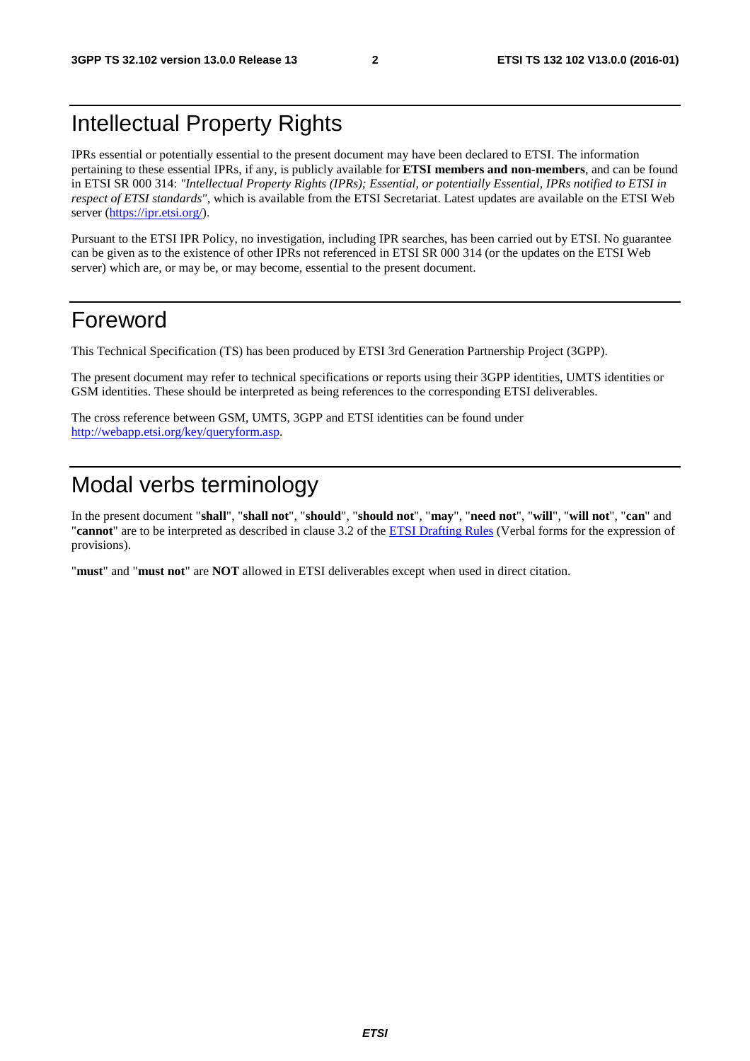# Intellectual Property Rights

IPRs essential or potentially essential to the present document may have been declared to ETSI. The information pertaining to these essential IPRs, if any, is publicly available for **ETSI members and non-members**, and can be found in ETSI SR 000 314: *"Intellectual Property Rights (IPRs); Essential, or potentially Essential, IPRs notified to ETSI in respect of ETSI standards"*, which is available from the ETSI Secretariat. Latest updates are available on the ETSI Web server (https://ipr.etsi.org/).

Pursuant to the ETSI IPR Policy, no investigation, including IPR searches, has been carried out by ETSI. No guarantee can be given as to the existence of other IPRs not referenced in ETSI SR 000 314 (or the updates on the ETSI Web server) which are, or may be, or may become, essential to the present document.

# Foreword

This Technical Specification (TS) has been produced by ETSI 3rd Generation Partnership Project (3GPP).

The present document may refer to technical specifications or reports using their 3GPP identities, UMTS identities or GSM identities. These should be interpreted as being references to the corresponding ETSI deliverables.

The cross reference between GSM, UMTS, 3GPP and ETSI identities can be found under http://webapp.etsi.org/key/queryform.asp.

# Modal verbs terminology

In the present document "**shall**", "**shall not**", "**should**", "**should not**", "**may**", "**need not**", "**will**", "**will not**", "**can**" and "**cannot**" are to be interpreted as described in clause 3.2 of the ETSI Drafting Rules (Verbal forms for the expression of provisions).

"**must**" and "**must not**" are **NOT** allowed in ETSI deliverables except when used in direct citation.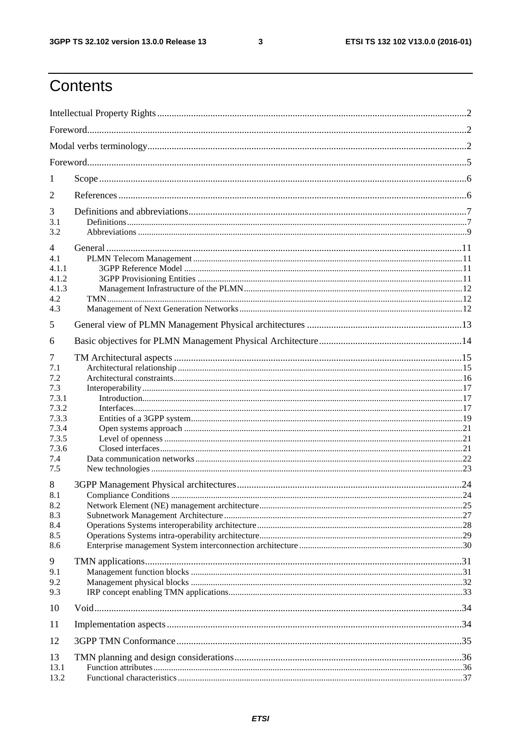# Contents

Intellectual Property Rights ... 2

Foreword ... 2

Modal verbs terminology ... 2

Foreword ... 5

1 Scope ... 6

2 References ... 6

3 Definitions and abbreviations ... 7
- 3.1 Definitions ... 7
- 3.2 Abbreviations ... 9

4 General ... 11
- 4.1 PLMN Telecom Management ... 11
- 4.1.1 3GPP Reference Model ... 11
- 4.1.2 3GPP Provisioning Entities ... 11
- 4.1.3 Management Infrastructure of the PLMN ... 12
- 4.2 TMN ... 12
- 4.3 Management of Next Generation Networks ... 12

5 General view of PLMN Management Physical architectures ... 13

6 Basic objectives for PLMN Management Physical Architecture ... 14

7 TM Architectural aspects ... 15
- 7.1 Architectural relationship ... 15
- 7.2 Architectural constraints ... 16
- 7.3 Interoperability ... 17
- 7.3.1 Introduction ... 17
- 7.3.2 Interfaces ... 17
- 7.3.3 Entities of a 3GPP system ... 19
- 7.3.4 Open systems approach ... 21
- 7.3.5 Level of openness ... 21
- 7.3.6 Closed interfaces ... 21
- 7.4 Data communication networks ... 22
- 7.5 New technologies ... 23

8 3GPP Management Physical architectures ... 24
- 8.1 Compliance Conditions ... 24
- 8.2 Network Element (NE) management architecture ... 25
- 8.3 Subnetwork Management Architecture ... 27
- 8.4 Operations Systems interoperability architecture ... 28
- 8.5 Operations Systems intra-operability architecture ... 29
- 8.6 Enterprise management System interconnection architecture ... 30

9 TMN applications ... 31
- 9.1 Management function blocks ... 31
- 9.2 Management physical blocks ... 32
- 9.3 IRP concept enabling TMN applications ... 33

10 Void ... 34

11 Implementation aspects ... 34

12 3GPP TMN Conformance ... 35

13 TMN planning and design considerations ... 36
- 13.1 Function attributes ... 36
- 13.2 Functional characteristics ... 37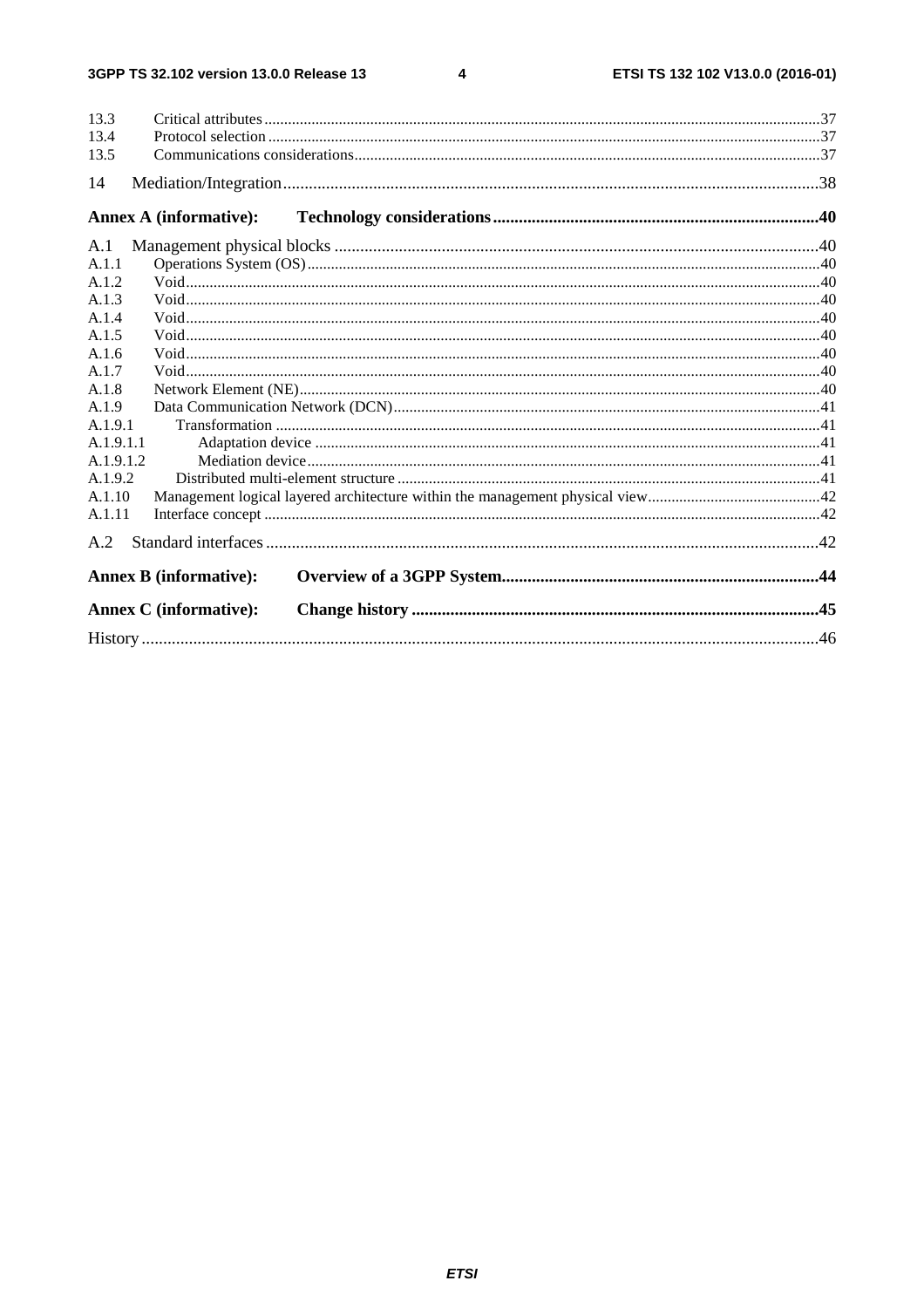13.3 Critical attributes .....37
13.4 Protocol selection .....37
13.5 Communications considerations .....37

14 Mediation/Integration .....38

**Annex A (informative): Technology considerations .....40**

A.1 Management physical blocks .....40
A.1.1 Operations System (OS) .....40
A.1.2 Void .....40
A.1.3 Void .....40
A.1.4 Void .....40
A.1.5 Void .....40
A.1.6 Void .....40
A.1.7 Void .....40
A.1.8 Network Element (NE) .....40
A.1.9 Data Communication Network (DCN) .....41
A.1.9.1 Transformation .....41
A.1.9.1.1 Adaptation device .....41
A.1.9.1.2 Mediation device .....41
A.1.9.2 Distributed multi-element structure .....41
A.1.10 Management logical layered architecture within the management physical view .....42
A.1.11 Interface concept .....42

A.2 Standard interfaces .....42

**Annex B (informative): Overview of a 3GPP System .....44**

**Annex C (informative): Change history .....45**

History .....46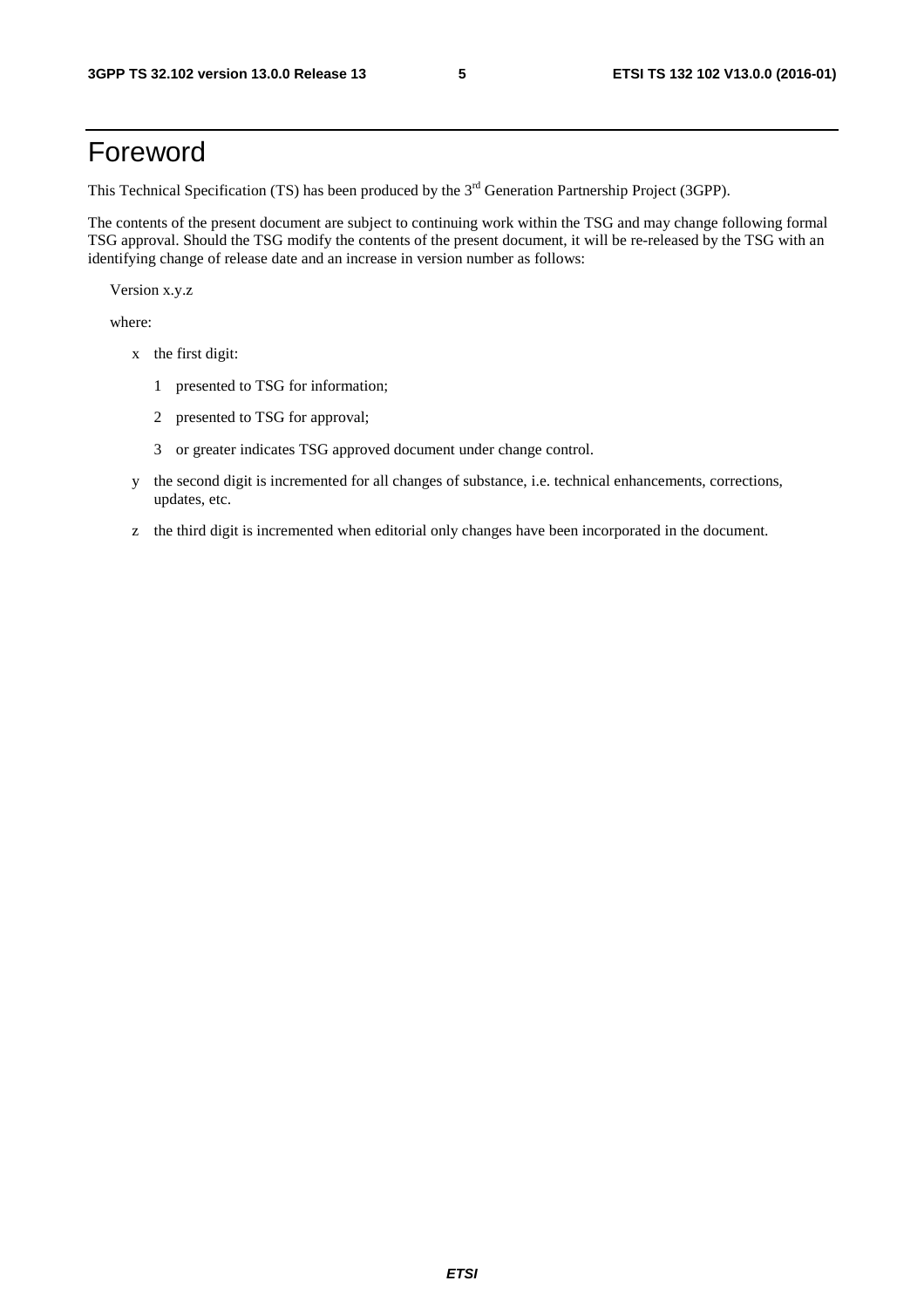# Foreword

This Technical Specification (TS) has been produced by the 3rd Generation Partnership Project (3GPP).

The contents of the present document are subject to continuing work within the TSG and may change following formal TSG approval. Should the TSG modify the contents of the present document, it will be re-released by the TSG with an identifying change of release date and an increase in version number as follows:

Version x.y.z

where:

- x the first digit:
  - 1 presented to TSG for information;
  - 2 presented to TSG for approval;
  - 3 or greater indicates TSG approved document under change control.
- y the second digit is incremented for all changes of substance, i.e. technical enhancements, corrections, updates, etc.
- z the third digit is incremented when editorial only changes have been incorporated in the document.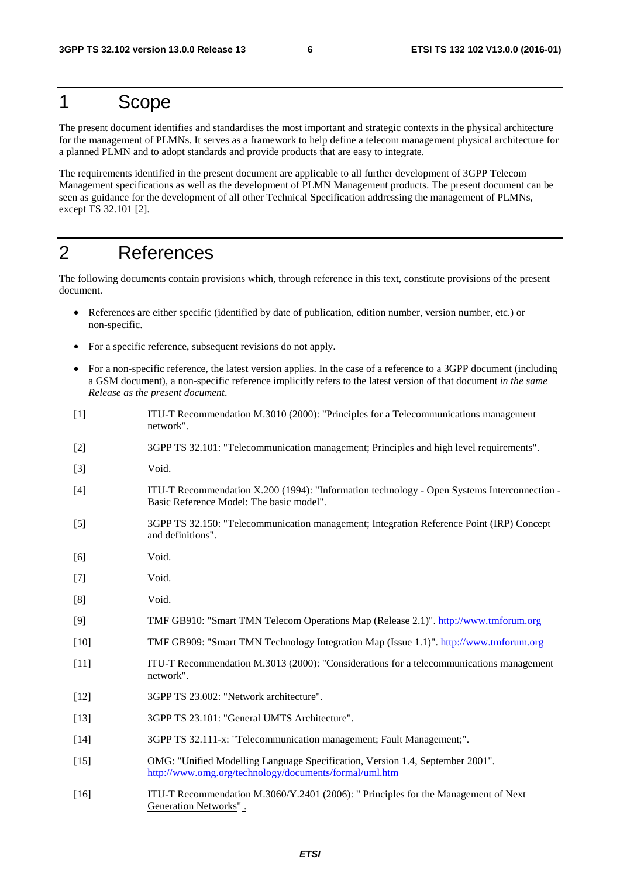# 1 Scope

The present document identifies and standardises the most important and strategic contexts in the physical architecture for the management of PLMNs. It serves as a framework to help define a telecom management physical architecture for a planned PLMN and to adopt standards and provide products that are easy to integrate.

The requirements identified in the present document are applicable to all further development of 3GPP Telecom Management specifications as well as the development of PLMN Management products. The present document can be seen as guidance for the development of all other Technical Specification addressing the management of PLMNs, except TS 32.101 [2].

# 2 References

The following documents contain provisions which, through reference in this text, constitute provisions of the present document.

- References are either specific (identified by date of publication, edition number, version number, etc.) or non-specific.
- For a specific reference, subsequent revisions do not apply.
- For a non-specific reference, the latest version applies. In the case of a reference to a 3GPP document (including a GSM document), a non-specific reference implicitly refers to the latest version of that document *in the same Release as the present document*.

[1] ITU-T Recommendation M.3010 (2000): "Principles for a Telecommunications management network".

[2] 3GPP TS 32.101: "Telecommunication management; Principles and high level requirements".

[3] Void.

[4] ITU-T Recommendation X.200 (1994): "Information technology - Open Systems Interconnection - Basic Reference Model: The basic model".

[5] 3GPP TS 32.150: "Telecommunication management; Integration Reference Point (IRP) Concept and definitions".

[6] Void.

[7] Void.

[8] Void.

[9] TMF GB910: "Smart TMN Telecom Operations Map (Release 2.1)". http://www.tmforum.org

[10] TMF GB909: "Smart TMN Technology Integration Map (Issue 1.1)". http://www.tmforum.org

[11] ITU-T Recommendation M.3013 (2000): "Considerations for a telecommunications management network".

[12] 3GPP TS 23.002: "Network architecture".

[13] 3GPP TS 23.101: "General UMTS Architecture".

[14] 3GPP TS 32.111-x: "Telecommunication management; Fault Management;".

[15] OMG: "Unified Modelling Language Specification, Version 1.4, September 2001". http://www.omg.org/technology/documents/formal/uml.htm

[16] ITU-T Recommendation M.3060/Y.2401 (2006): " Principles for the Management of Next Generation Networks" .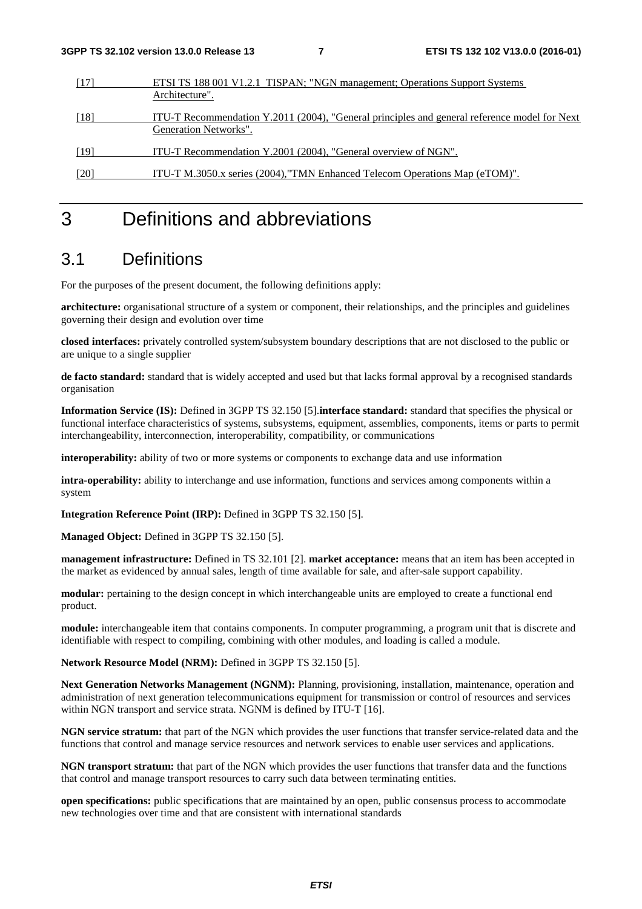[17] ETSI TS 188 001 V1.2.1 TISPAN; "NGN management; Operations Support Systems Architecture".

[18] ITU-T Recommendation Y.2011 (2004), "General principles and general reference model for Next Generation Networks".

[19] ITU-T Recommendation Y.2001 (2004), "General overview of NGN".

[20] ITU-T M.3050.x series (2004),"TMN Enhanced Telecom Operations Map (eTOM)".

# 3 Definitions and abbreviations

## 3.1 Definitions

For the purposes of the present document, the following definitions apply:

**architecture:** organisational structure of a system or component, their relationships, and the principles and guidelines governing their design and evolution over time

**closed interfaces:** privately controlled system/subsystem boundary descriptions that are not disclosed to the public or are unique to a single supplier

**de facto standard:** standard that is widely accepted and used but that lacks formal approval by a recognised standards organisation

**Information Service (IS):** Defined in 3GPP TS 32.150 [5].**interface standard:** standard that specifies the physical or functional interface characteristics of systems, subsystems, equipment, assemblies, components, items or parts to permit interchangeability, interconnection, interoperability, compatibility, or communications

**interoperability:** ability of two or more systems or components to exchange data and use information

**intra-operability:** ability to interchange and use information, functions and services among components within a system

**Integration Reference Point (IRP):** Defined in 3GPP TS 32.150 [5].

**Managed Object:** Defined in 3GPP TS 32.150 [5].

**management infrastructure:** Defined in TS 32.101 [2]. **market acceptance:** means that an item has been accepted in the market as evidenced by annual sales, length of time available for sale, and after-sale support capability.

**modular:** pertaining to the design concept in which interchangeable units are employed to create a functional end product.

**module:** interchangeable item that contains components. In computer programming, a program unit that is discrete and identifiable with respect to compiling, combining with other modules, and loading is called a module.

**Network Resource Model (NRM):** Defined in 3GPP TS 32.150 [5].

**Next Generation Networks Management (NGNM):** Planning, provisioning, installation, maintenance, operation and administration of next generation telecommunications equipment for transmission or control of resources and services within NGN transport and service strata. NGNM is defined by ITU-T [16].

**NGN service stratum:** that part of the NGN which provides the user functions that transfer service-related data and the functions that control and manage service resources and network services to enable user services and applications.

**NGN transport stratum:** that part of the NGN which provides the user functions that transfer data and the functions that control and manage transport resources to carry such data between terminating entities.

**open specifications:** public specifications that are maintained by an open, public consensus process to accommodate new technologies over time and that are consistent with international standards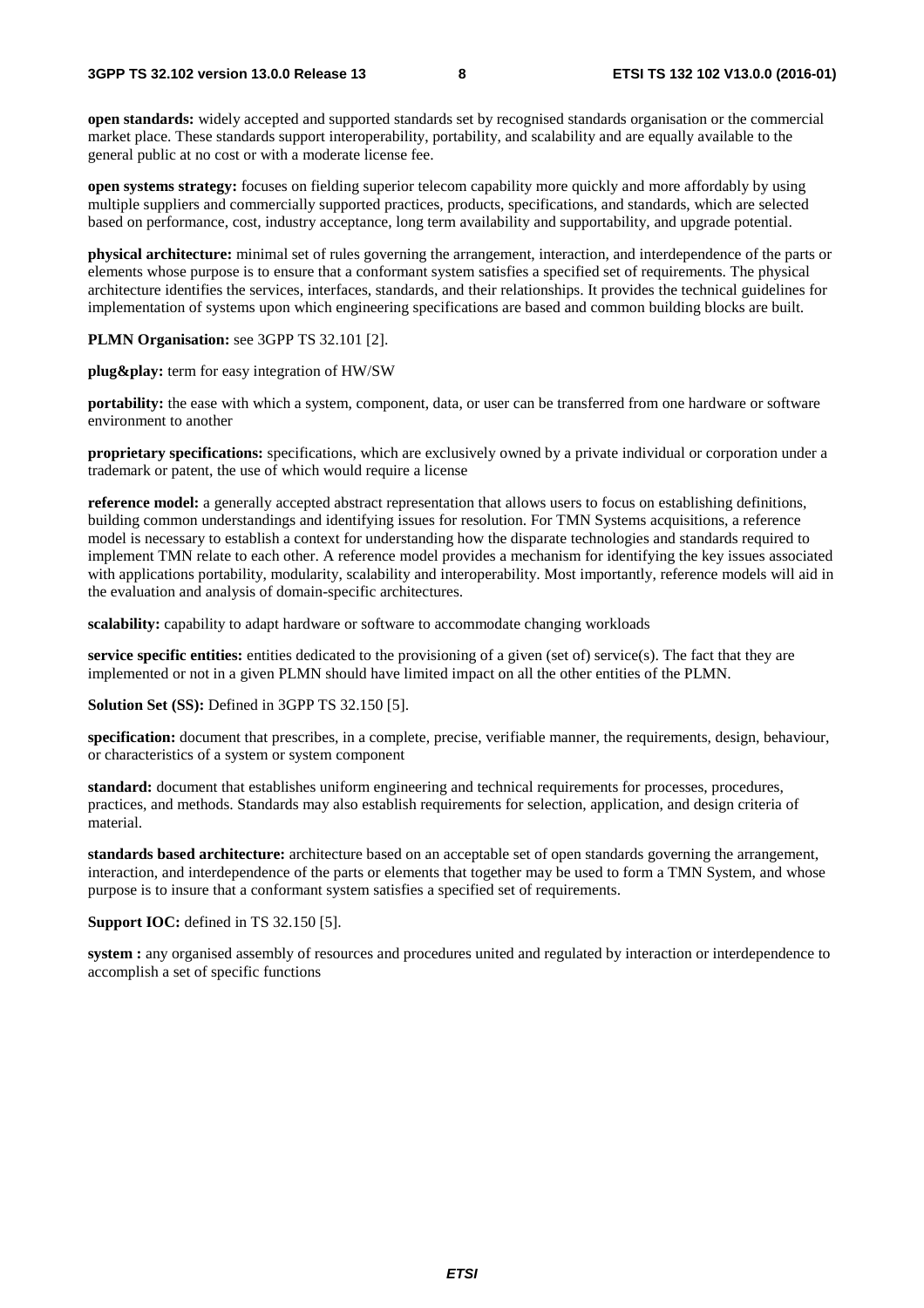**open standards:** widely accepted and supported standards set by recognised standards organisation or the commercial market place. These standards support interoperability, portability, and scalability and are equally available to the general public at no cost or with a moderate license fee.

**open systems strategy:** focuses on fielding superior telecom capability more quickly and more affordably by using multiple suppliers and commercially supported practices, products, specifications, and standards, which are selected based on performance, cost, industry acceptance, long term availability and supportability, and upgrade potential.

**physical architecture:** minimal set of rules governing the arrangement, interaction, and interdependence of the parts or elements whose purpose is to ensure that a conformant system satisfies a specified set of requirements. The physical architecture identifies the services, interfaces, standards, and their relationships. It provides the technical guidelines for implementation of systems upon which engineering specifications are based and common building blocks are built.

**PLMN Organisation:** see 3GPP TS 32.101 [2].

**plug&play:** term for easy integration of HW/SW

**portability:** the ease with which a system, component, data, or user can be transferred from one hardware or software environment to another

**proprietary specifications:** specifications, which are exclusively owned by a private individual or corporation under a trademark or patent, the use of which would require a license

**reference model:** a generally accepted abstract representation that allows users to focus on establishing definitions, building common understandings and identifying issues for resolution. For TMN Systems acquisitions, a reference model is necessary to establish a context for understanding how the disparate technologies and standards required to implement TMN relate to each other. A reference model provides a mechanism for identifying the key issues associated with applications portability, modularity, scalability and interoperability. Most importantly, reference models will aid in the evaluation and analysis of domain-specific architectures.

**scalability:** capability to adapt hardware or software to accommodate changing workloads

**service specific entities:** entities dedicated to the provisioning of a given (set of) service(s). The fact that they are implemented or not in a given PLMN should have limited impact on all the other entities of the PLMN.

**Solution Set (SS):** Defined in 3GPP TS 32.150 [5].

**specification:** document that prescribes, in a complete, precise, verifiable manner, the requirements, design, behaviour, or characteristics of a system or system component

**standard:** document that establishes uniform engineering and technical requirements for processes, procedures, practices, and methods. Standards may also establish requirements for selection, application, and design criteria of material.

**standards based architecture:** architecture based on an acceptable set of open standards governing the arrangement, interaction, and interdependence of the parts or elements that together may be used to form a TMN System, and whose purpose is to insure that a conformant system satisfies a specified set of requirements.

**Support IOC:** defined in TS 32.150 [5].

**system :** any organised assembly of resources and procedures united and regulated by interaction or interdependence to accomplish a set of specific functions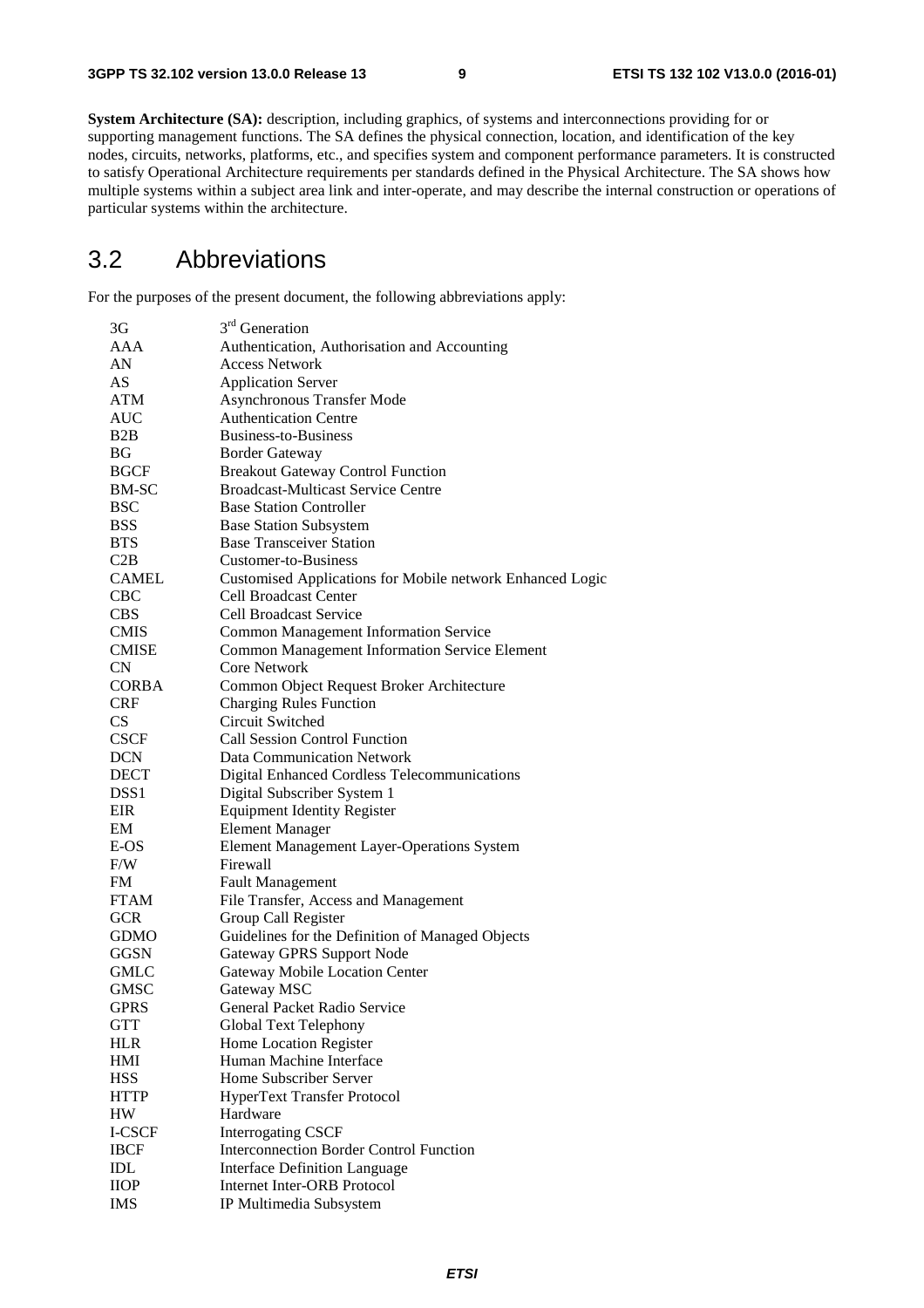**System Architecture (SA):** description, including graphics, of systems and interconnections providing for or supporting management functions. The SA defines the physical connection, location, and identification of the key nodes, circuits, networks, platforms, etc., and specifies system and component performance parameters. It is constructed to satisfy Operational Architecture requirements per standards defined in the Physical Architecture. The SA shows how multiple systems within a subject area link and inter-operate, and may describe the internal construction or operations of particular systems within the architecture.

## 3.2 Abbreviations

For the purposes of the present document, the following abbreviations apply:

| | |
|---|---|
| 3G | 3rd Generation |
| AAA | Authentication, Authorisation and Accounting |
| AN | Access Network |
| AS | Application Server |
| ATM | Asynchronous Transfer Mode |
| AUC | Authentication Centre |
| B2B | Business-to-Business |
| BG | Border Gateway |
| BGCF | Breakout Gateway Control Function |
| BM-SC | Broadcast-Multicast Service Centre |
| BSC | Base Station Controller |
| BSS | Base Station Subsystem |
| BTS | Base Transceiver Station |
| C2B | Customer-to-Business |
| CAMEL | Customised Applications for Mobile network Enhanced Logic |
| CBC | Cell Broadcast Center |
| CBS | Cell Broadcast Service |
| CMIS | Common Management Information Service |
| CMISE | Common Management Information Service Element |
| CN | Core Network |
| CORBA | Common Object Request Broker Architecture |
| CRF | Charging Rules Function |
| CS | Circuit Switched |
| CSCF | Call Session Control Function |
| DCN | Data Communication Network |
| DECT | Digital Enhanced Cordless Telecommunications |
| DSS1 | Digital Subscriber System 1 |
| EIR | Equipment Identity Register |
| EM | Element Manager |
| E-OS | Element Management Layer-Operations System |
| F/W | Firewall |
| FM | Fault Management |
| FTAM | File Transfer, Access and Management |
| GCR | Group Call Register |
| GDMO | Guidelines for the Definition of Managed Objects |
| GGSN | Gateway GPRS Support Node |
| GMLC | Gateway Mobile Location Center |
| GMSC | Gateway MSC |
| GPRS | General Packet Radio Service |
| GTT | Global Text Telephony |
| HLR | Home Location Register |
| HMI | Human Machine Interface |
| HSS | Home Subscriber Server |
| HTTP | HyperText Transfer Protocol |
| HW | Hardware |
| I-CSCF | Interrogating CSCF |
| IBCF | Interconnection Border Control Function |
| IDL | Interface Definition Language |
| IIOP | Internet Inter-ORB Protocol |
| IMS | IP Multimedia Subsystem |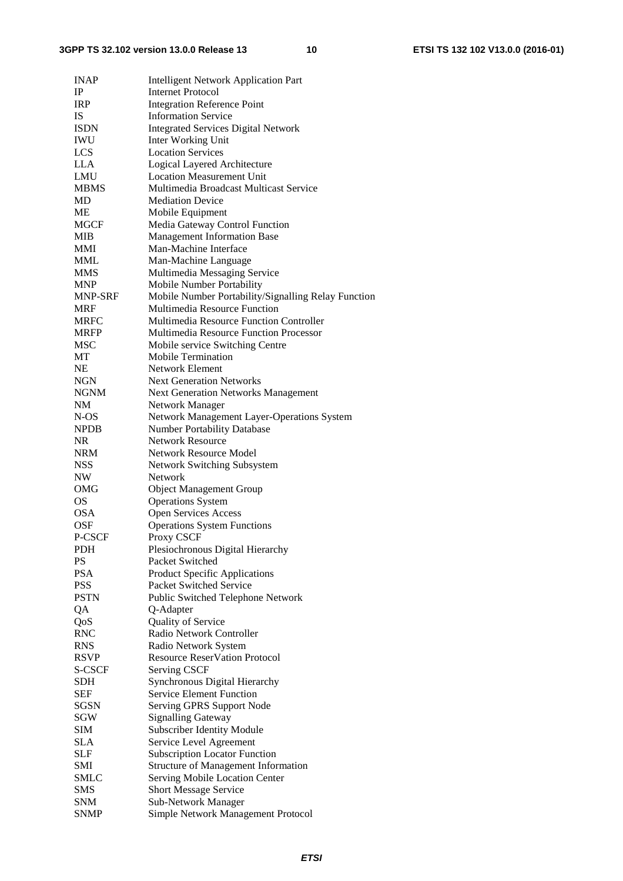| | |
|---|---|
| INAP | Intelligent Network Application Part |
| IP | Internet Protocol |
| IRP | Integration Reference Point |
| IS | Information Service |
| ISDN | Integrated Services Digital Network |
| IWU | Inter Working Unit |
| LCS | Location Services |
| LLA | Logical Layered Architecture |
| LMU | Location Measurement Unit |
| MBMS | Multimedia Broadcast Multicast Service |
| MD | Mediation Device |
| ME | Mobile Equipment |
| MGCF | Media Gateway Control Function |
| MIB | Management Information Base |
| MMI | Man-Machine Interface |
| MML | Man-Machine Language |
| MMS | Multimedia Messaging Service |
| MNP | Mobile Number Portability |
| MNP-SRF | Mobile Number Portability/Signalling Relay Function |
| MRF | Multimedia Resource Function |
| MRFC | Multimedia Resource Function Controller |
| MRFP | Multimedia Resource Function Processor |
| MSC | Mobile service Switching Centre |
| MT | Mobile Termination |
| NE | Network Element |
| NGN | Next Generation Networks |
| NGNM | Next Generation Networks Management |
| NM | Network Manager |
| N-OS | Network Management Layer-Operations System |
| NPDB | Number Portability Database |
| NR | Network Resource |
| NRM | Network Resource Model |
| NSS | Network Switching Subsystem |
| NW | Network |
| OMG | Object Management Group |
| OS | Operations System |
| OSA | Open Services Access |
| OSF | Operations System Functions |
| P-CSCF | Proxy CSCF |
| PDH | Plesiochronous Digital Hierarchy |
| PS | Packet Switched |
| PSA | Product Specific Applications |
| PSS | Packet Switched Service |
| PSTN | Public Switched Telephone Network |
| QA | Q-Adapter |
| QoS | Quality of Service |
| RNC | Radio Network Controller |
| RNS | Radio Network System |
| RSVP | Resource ReserVation Protocol |
| S-CSCF | Serving CSCF |
| SDH | Synchronous Digital Hierarchy |
| SEF | Service Element Function |
| SGSN | Serving GPRS Support Node |
| SGW | Signalling Gateway |
| SIM | Subscriber Identity Module |
| SLA | Service Level Agreement |
| SLF | Subscription Locator Function |
| SMI | Structure of Management Information |
| SMLC | Serving Mobile Location Center |
| SMS | Short Message Service |
| SNM | Sub-Network Manager |
| SNMP | Simple Network Management Protocol |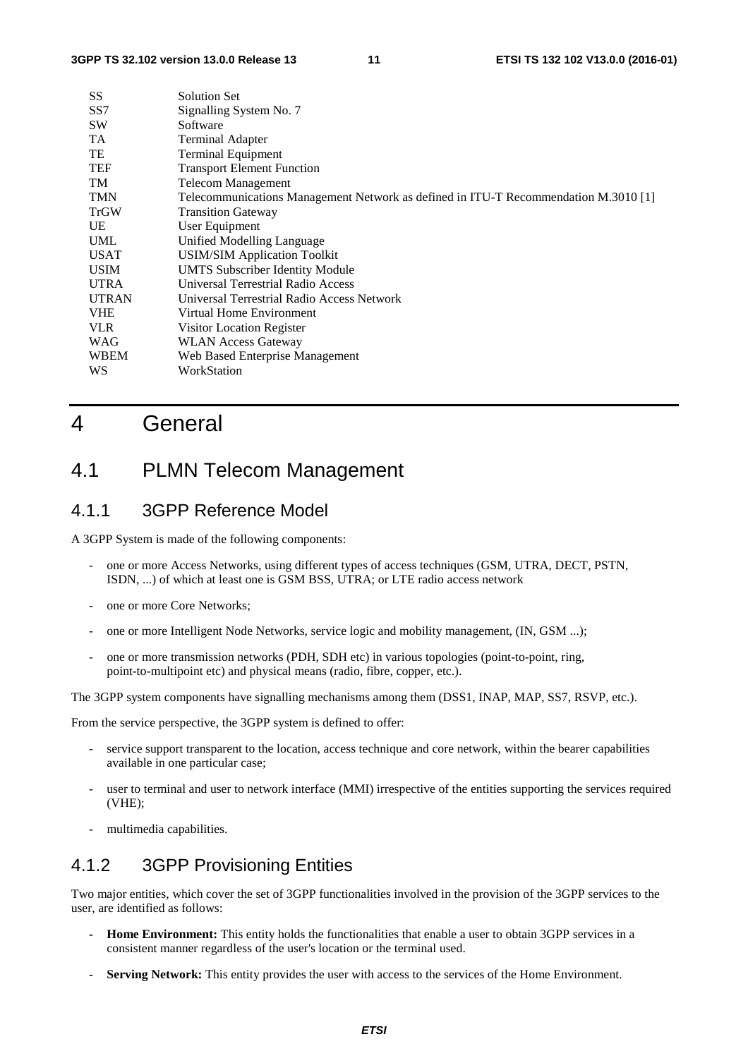| | |
|---|---|
| SS | Solution Set |
| SS7 | Signalling System No. 7 |
| SW | Software |
| TA | Terminal Adapter |
| TE | Terminal Equipment |
| TEF | Transport Element Function |
| TM | Telecom Management |
| TMN | Telecommunications Management Network as defined in ITU-T Recommendation M.3010 [1] |
| TrGW | Transition Gateway |
| UE | User Equipment |
| UML | Unified Modelling Language |
| USAT | USIM/SIM Application Toolkit |
| USIM | UMTS Subscriber Identity Module |
| UTRA | Universal Terrestrial Radio Access |
| UTRAN | Universal Terrestrial Radio Access Network |
| VHE | Virtual Home Environment |
| VLR | Visitor Location Register |
| WAG | WLAN Access Gateway |
| WBEM | Web Based Enterprise Management |
| WS | WorkStation |

# 4 General

## 4.1 PLMN Telecom Management

### 4.1.1 3GPP Reference Model

A 3GPP System is made of the following components:

- one or more Access Networks, using different types of access techniques (GSM, UTRA, DECT, PSTN, ISDN, ...) of which at least one is GSM BSS, UTRA; or LTE radio access network
- one or more Core Networks;
- one or more Intelligent Node Networks, service logic and mobility management, (IN, GSM ...);
- one or more transmission networks (PDH, SDH etc) in various topologies (point-to-point, ring, point-to-multipoint etc) and physical means (radio, fibre, copper, etc.).

The 3GPP system components have signalling mechanisms among them (DSS1, INAP, MAP, SS7, RSVP, etc.).

From the service perspective, the 3GPP system is defined to offer:

- service support transparent to the location, access technique and core network, within the bearer capabilities available in one particular case;
- user to terminal and user to network interface (MMI) irrespective of the entities supporting the services required (VHE);
- multimedia capabilities.

### 4.1.2 3GPP Provisioning Entities

Two major entities, which cover the set of 3GPP functionalities involved in the provision of the 3GPP services to the user, are identified as follows:

- **Home Environment:** This entity holds the functionalities that enable a user to obtain 3GPP services in a consistent manner regardless of the user's location or the terminal used.
- **Serving Network:** This entity provides the user with access to the services of the Home Environment.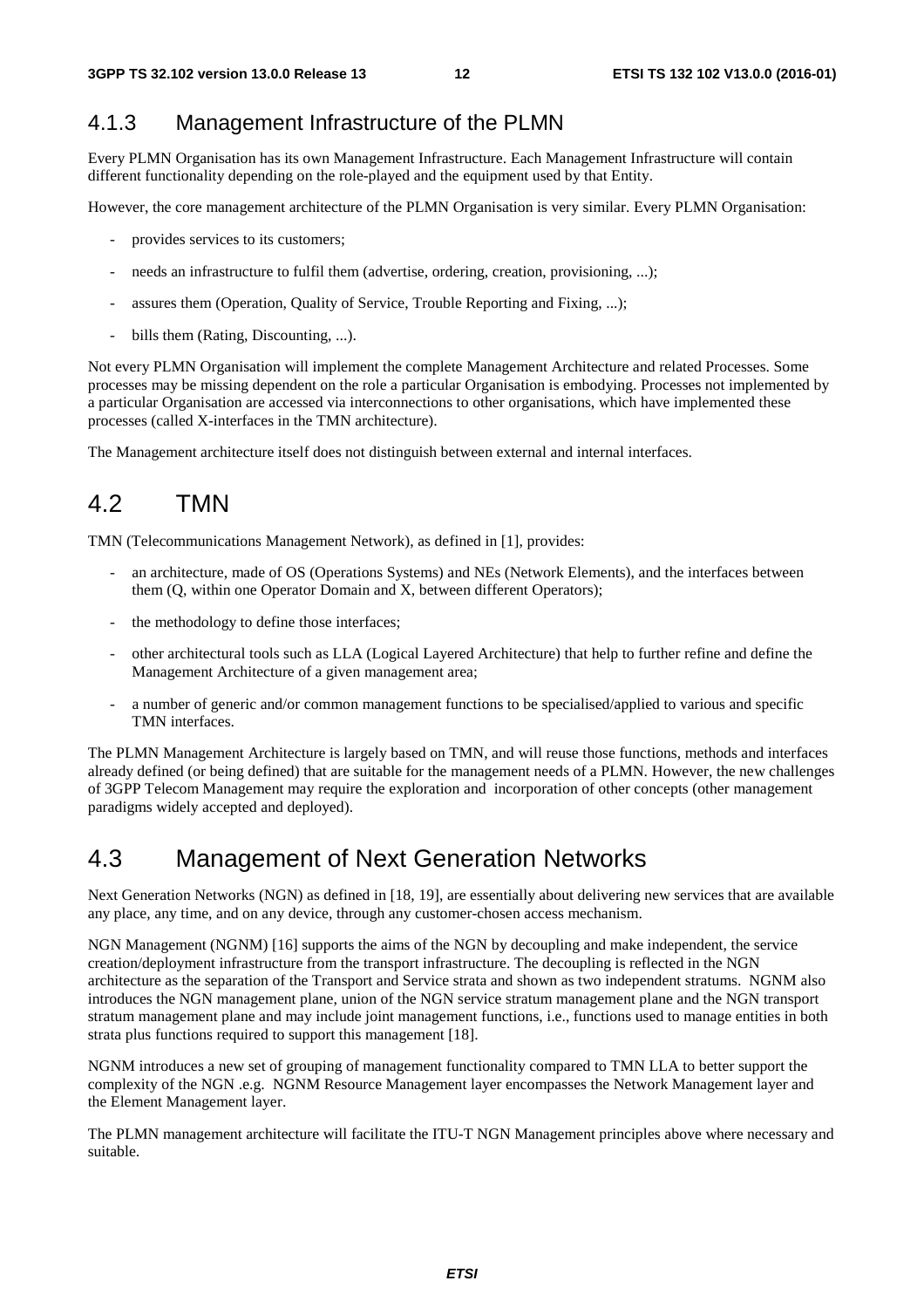### 4.1.3 Management Infrastructure of the PLMN

Every PLMN Organisation has its own Management Infrastructure. Each Management Infrastructure will contain different functionality depending on the role-played and the equipment used by that Entity.

However, the core management architecture of the PLMN Organisation is very similar. Every PLMN Organisation:

- provides services to its customers;
- needs an infrastructure to fulfil them (advertise, ordering, creation, provisioning, ...);
- assures them (Operation, Quality of Service, Trouble Reporting and Fixing, ...);
- bills them (Rating, Discounting, ...).

Not every PLMN Organisation will implement the complete Management Architecture and related Processes. Some processes may be missing dependent on the role a particular Organisation is embodying. Processes not implemented by a particular Organisation are accessed via interconnections to other organisations, which have implemented these processes (called X-interfaces in the TMN architecture).

The Management architecture itself does not distinguish between external and internal interfaces.

## 4.2 TMN

TMN (Telecommunications Management Network), as defined in [1], provides:

- an architecture, made of OS (Operations Systems) and NEs (Network Elements), and the interfaces between them (Q, within one Operator Domain and X, between different Operators);
- the methodology to define those interfaces;
- other architectural tools such as LLA (Logical Layered Architecture) that help to further refine and define the Management Architecture of a given management area;
- a number of generic and/or common management functions to be specialised/applied to various and specific TMN interfaces.

The PLMN Management Architecture is largely based on TMN, and will reuse those functions, methods and interfaces already defined (or being defined) that are suitable for the management needs of a PLMN. However, the new challenges of 3GPP Telecom Management may require the exploration and incorporation of other concepts (other management paradigms widely accepted and deployed).

## 4.3 Management of Next Generation Networks

Next Generation Networks (NGN) as defined in [18, 19], are essentially about delivering new services that are available any place, any time, and on any device, through any customer-chosen access mechanism.

NGN Management (NGNM) [16] supports the aims of the NGN by decoupling and make independent, the service creation/deployment infrastructure from the transport infrastructure. The decoupling is reflected in the NGN architecture as the separation of the Transport and Service strata and shown as two independent stratums. NGNM also introduces the NGN management plane, union of the NGN service stratum management plane and the NGN transport stratum management plane and may include joint management functions, i.e., functions used to manage entities in both strata plus functions required to support this management [18].

NGNM introduces a new set of grouping of management functionality compared to TMN LLA to better support the complexity of the NGN .e.g. NGNM Resource Management layer encompasses the Network Management layer and the Element Management layer.

The PLMN management architecture will facilitate the ITU-T NGN Management principles above where necessary and suitable.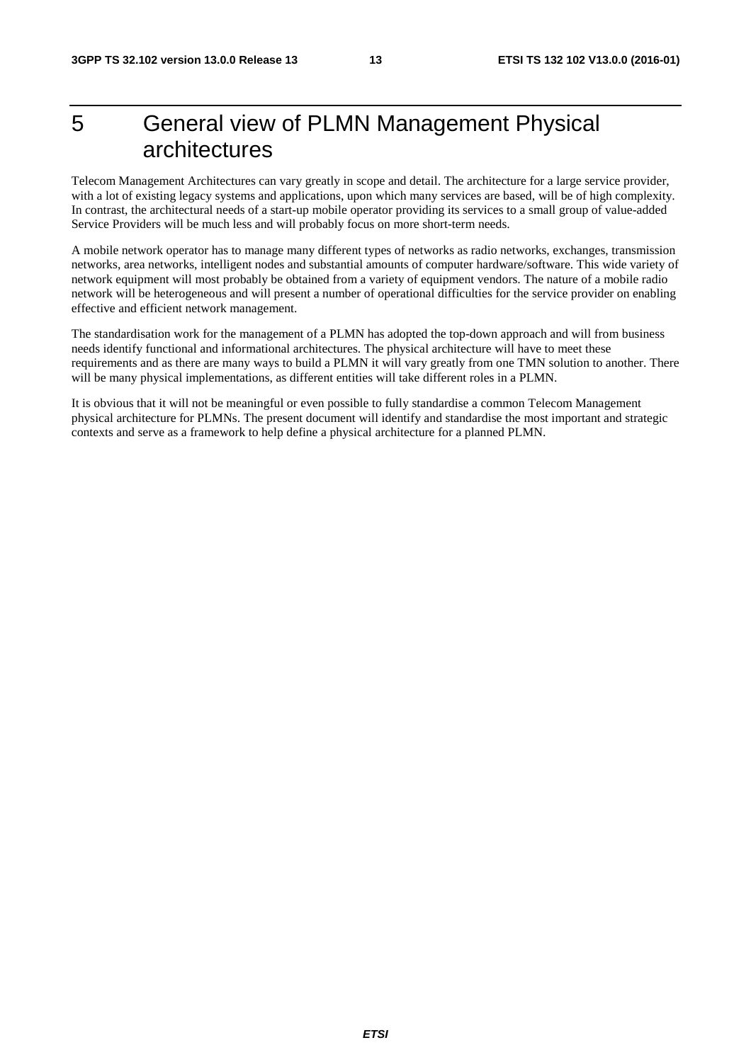# 5 General view of PLMN Management Physical architectures

Telecom Management Architectures can vary greatly in scope and detail. The architecture for a large service provider, with a lot of existing legacy systems and applications, upon which many services are based, will be of high complexity. In contrast, the architectural needs of a start-up mobile operator providing its services to a small group of value-added Service Providers will be much less and will probably focus on more short-term needs.

A mobile network operator has to manage many different types of networks as radio networks, exchanges, transmission networks, area networks, intelligent nodes and substantial amounts of computer hardware/software. This wide variety of network equipment will most probably be obtained from a variety of equipment vendors. The nature of a mobile radio network will be heterogeneous and will present a number of operational difficulties for the service provider on enabling effective and efficient network management.

The standardisation work for the management of a PLMN has adopted the top-down approach and will from business needs identify functional and informational architectures. The physical architecture will have to meet these requirements and as there are many ways to build a PLMN it will vary greatly from one TMN solution to another. There will be many physical implementations, as different entities will take different roles in a PLMN.

It is obvious that it will not be meaningful or even possible to fully standardise a common Telecom Management physical architecture for PLMNs. The present document will identify and standardise the most important and strategic contexts and serve as a framework to help define a physical architecture for a planned PLMN.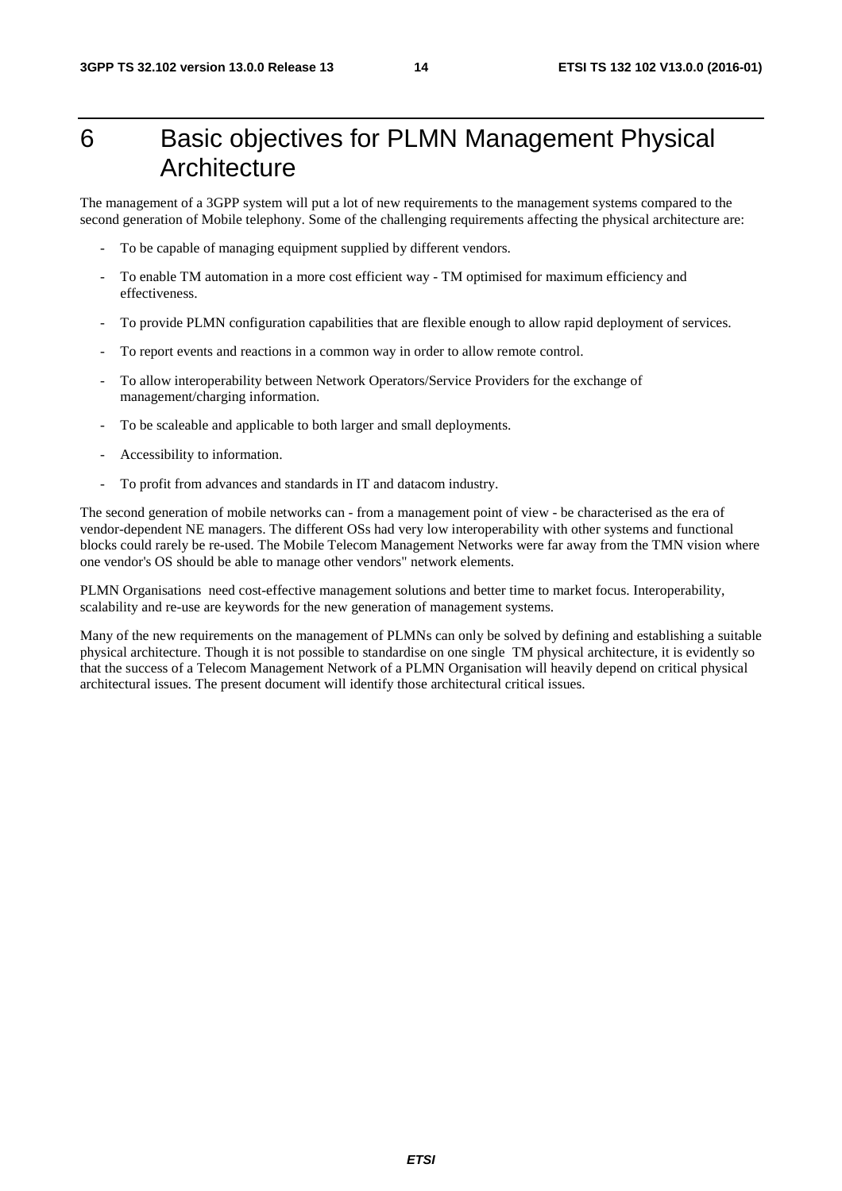# 6 Basic objectives for PLMN Management Physical Architecture

The management of a 3GPP system will put a lot of new requirements to the management systems compared to the second generation of Mobile telephony. Some of the challenging requirements affecting the physical architecture are:

- To be capable of managing equipment supplied by different vendors.
- To enable TM automation in a more cost efficient way - TM optimised for maximum efficiency and effectiveness.
- To provide PLMN configuration capabilities that are flexible enough to allow rapid deployment of services.
- To report events and reactions in a common way in order to allow remote control.
- To allow interoperability between Network Operators/Service Providers for the exchange of management/charging information.
- To be scaleable and applicable to both larger and small deployments.
- Accessibility to information.
- To profit from advances and standards in IT and datacom industry.

The second generation of mobile networks can - from a management point of view - be characterised as the era of vendor-dependent NE managers. The different OSs had very low interoperability with other systems and functional blocks could rarely be re-used. The Mobile Telecom Management Networks were far away from the TMN vision where one vendor's OS should be able to manage other vendors" network elements.

PLMN Organisations need cost-effective management solutions and better time to market focus. Interoperability, scalability and re-use are keywords for the new generation of management systems.

Many of the new requirements on the management of PLMNs can only be solved by defining and establishing a suitable physical architecture. Though it is not possible to standardise on one single TM physical architecture, it is evidently so that the success of a Telecom Management Network of a PLMN Organisation will heavily depend on critical physical architectural issues. The present document will identify those architectural critical issues.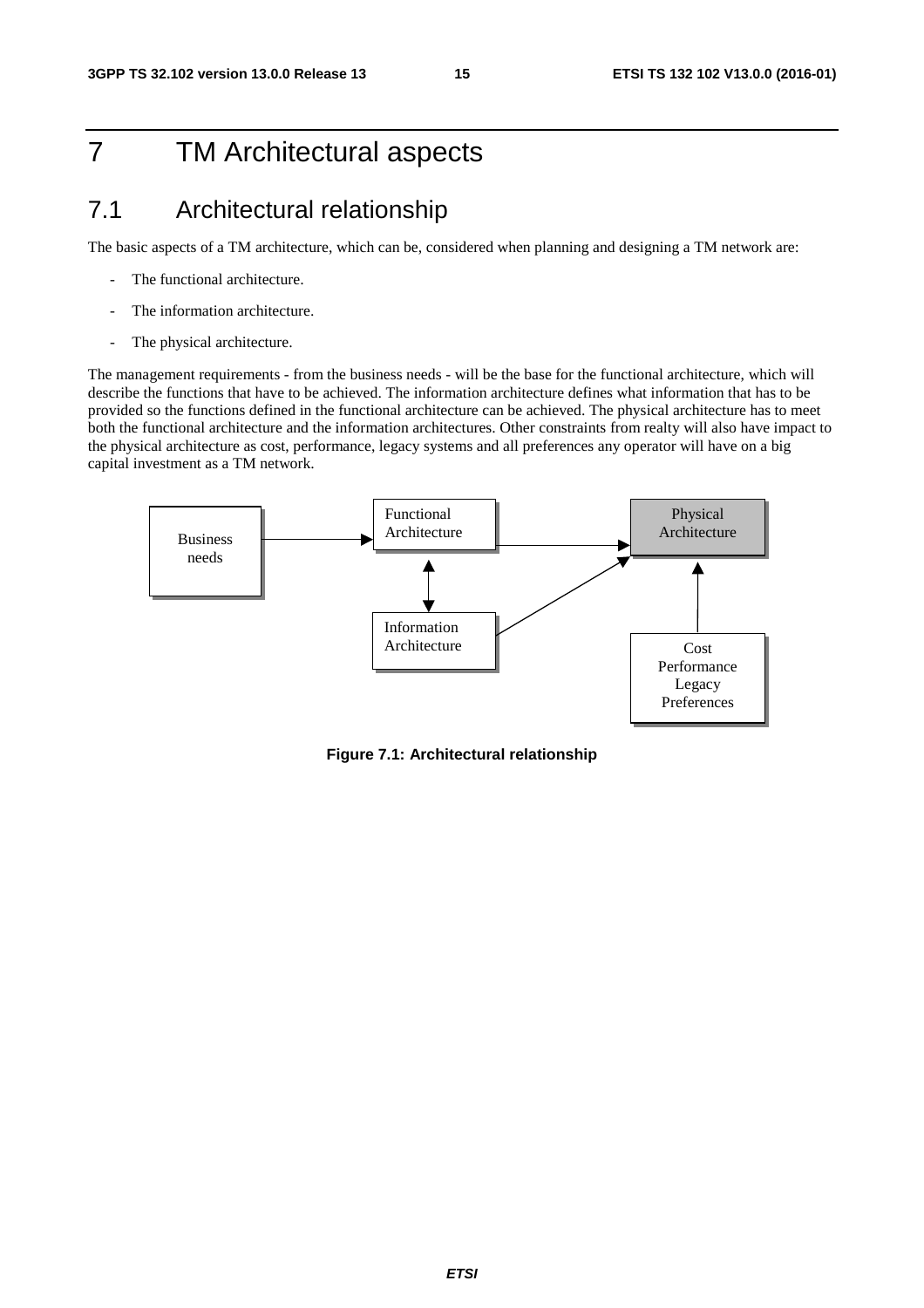# 7 TM Architectural aspects

## 7.1 Architectural relationship

The basic aspects of a TM architecture, which can be, considered when planning and designing a TM network are:

- The functional architecture.
- The information architecture.
- The physical architecture.

The management requirements - from the business needs - will be the base for the functional architecture, which will describe the functions that have to be achieved. The information architecture defines what information that has to be provided so the functions defined in the functional architecture can be achieved. The physical architecture has to meet both the functional architecture and the information architectures. Other constraints from realty will also have impact to the physical architecture as cost, performance, legacy systems and all preferences any operator will have on a big capital investment as a TM network.

Business needs

Functional Architecture

Information Architecture

Physical Architecture

Cost
Performance
Legacy
Preferences

**Figure 7.1: Architectural relationship**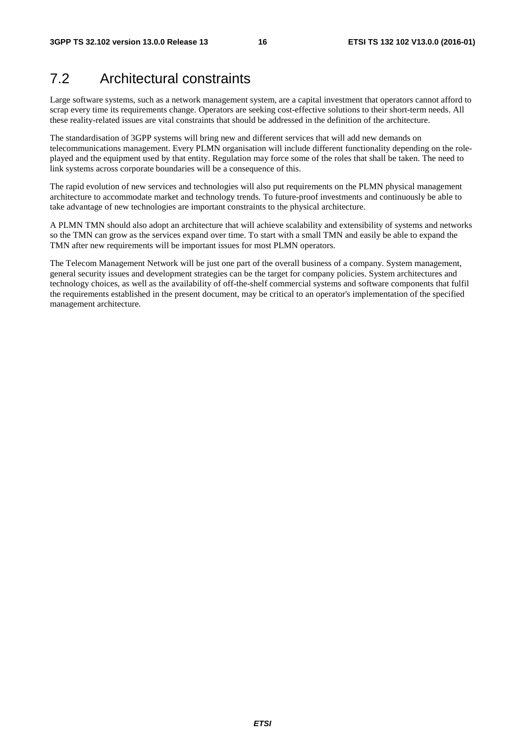## 7.2 Architectural constraints

Large software systems, such as a network management system, are a capital investment that operators cannot afford to scrap every time its requirements change. Operators are seeking cost-effective solutions to their short-term needs. All these reality-related issues are vital constraints that should be addressed in the definition of the architecture.

The standardisation of 3GPP systems will bring new and different services that will add new demands on telecommunications management. Every PLMN organisation will include different functionality depending on the role-played and the equipment used by that entity. Regulation may force some of the roles that shall be taken. The need to link systems across corporate boundaries will be a consequence of this.

The rapid evolution of new services and technologies will also put requirements on the PLMN physical management architecture to accommodate market and technology trends. To future-proof investments and continuously be able to take advantage of new technologies are important constraints to the physical architecture.

A PLMN TMN should also adopt an architecture that will achieve scalability and extensibility of systems and networks so the TMN can grow as the services expand over time. To start with a small TMN and easily be able to expand the TMN after new requirements will be important issues for most PLMN operators.

The Telecom Management Network will be just one part of the overall business of a company. System management, general security issues and development strategies can be the target for company policies. System architectures and technology choices, as well as the availability of off-the-shelf commercial systems and software components that fulfil the requirements established in the present document, may be critical to an operator's implementation of the specified management architecture.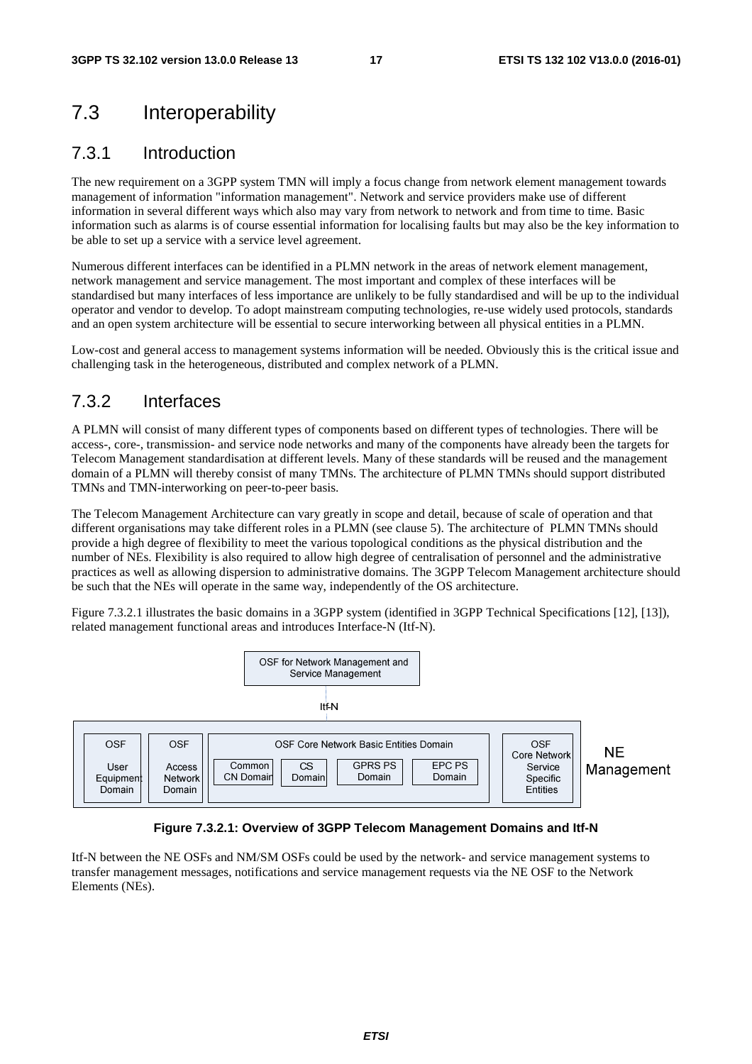## 7.3 Interoperability

### 7.3.1 Introduction

The new requirement on a 3GPP system TMN will imply a focus change from network element management towards management of information "information management". Network and service providers make use of different information in several different ways which also may vary from network to network and from time to time. Basic information such as alarms is of course essential information for localising faults but may also be the key information to be able to set up a service with a service level agreement.

Numerous different interfaces can be identified in a PLMN network in the areas of network element management, network management and service management. The most important and complex of these interfaces will be standardised but many interfaces of less importance are unlikely to be fully standardised and will be up to the individual operator and vendor to develop. To adopt mainstream computing technologies, re-use widely used protocols, standards and an open system architecture will be essential to secure interworking between all physical entities in a PLMN.

Low-cost and general access to management systems information will be needed. Obviously this is the critical issue and challenging task in the heterogeneous, distributed and complex network of a PLMN.

### 7.3.2 Interfaces

A PLMN will consist of many different types of components based on different types of technologies. There will be access-, core-, transmission- and service node networks and many of the components have already been the targets for Telecom Management standardisation at different levels. Many of these standards will be reused and the management domain of a PLMN will thereby consist of many TMNs. The architecture of PLMN TMNs should support distributed TMNs and TMN-interworking on peer-to-peer basis.

The Telecom Management Architecture can vary greatly in scope and detail, because of scale of operation and that different organisations may take different roles in a PLMN (see clause 5). The architecture of PLMN TMNs should provide a high degree of flexibility to meet the various topological conditions as the physical distribution and the number of NEs. Flexibility is also required to allow high degree of centralisation of personnel and the administrative practices as well as allowing dispersion to administrative domains. The 3GPP Telecom Management architecture should be such that the NEs will operate in the same way, independently of the OS architecture.

Figure 7.3.2.1 illustrates the basic domains in a 3GPP system (identified in 3GPP Technical Specifications [12], [13]), related management functional areas and introduces Interface-N (Itf-N).

OSF for Network Management and Service Management

Itf-N

OSF User Equipment Domain | OSF Access Network Domain | OSF Core Network Basic Entities Domain (Common CN Domain, CS Domain, GPRS PS Domain, EPC PS Domain) | OSF Core Network Service Specific Entities

NE Management

**Figure 7.3.2.1: Overview of 3GPP Telecom Management Domains and Itf-N**

Itf-N between the NE OSFs and NM/SM OSFs could be used by the network- and service management systems to transfer management messages, notifications and service management requests via the NE OSF to the Network Elements (NEs).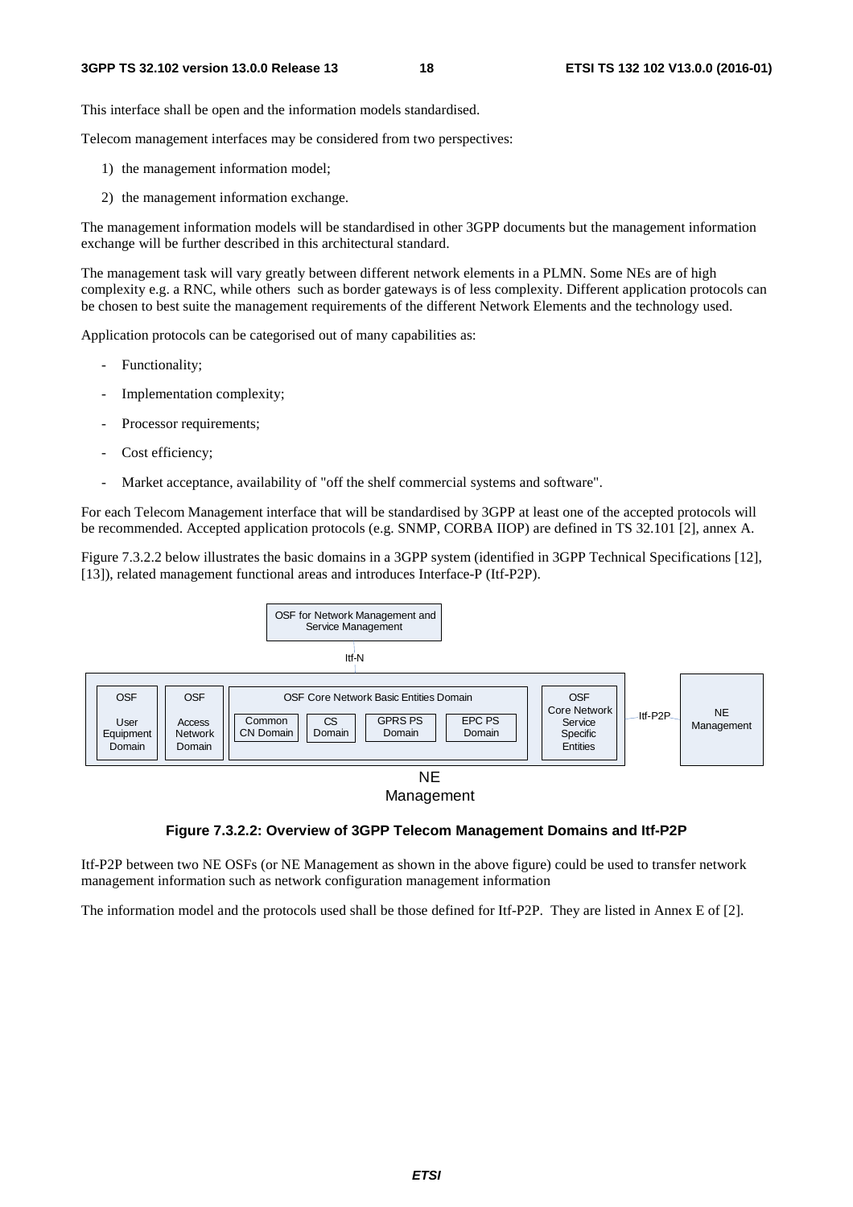This interface shall be open and the information models standardised.

Telecom management interfaces may be considered from two perspectives:

1) the management information model;

2) the management information exchange.

The management information models will be standardised in other 3GPP documents but the management information exchange will be further described in this architectural standard.

The management task will vary greatly between different network elements in a PLMN. Some NEs are of high complexity e.g. a RNC, while others such as border gateways is of less complexity. Different application protocols can be chosen to best suite the management requirements of the different Network Elements and the technology used.

Application protocols can be categorised out of many capabilities as:

- Functionality;
- Implementation complexity;
- Processor requirements;
- Cost efficiency;
- Market acceptance, availability of "off the shelf commercial systems and software".

For each Telecom Management interface that will be standardised by 3GPP at least one of the accepted protocols will be recommended. Accepted application protocols (e.g. SNMP, CORBA IIOP) are defined in TS 32.101 [2], annex A.

Figure 7.3.2.2 below illustrates the basic domains in a 3GPP system (identified in 3GPP Technical Specifications [12], [13]), related management functional areas and introduces Interface-P (Itf-P2P).

**Figure 7.3.2.2: Overview of 3GPP Telecom Management Domains and Itf-P2P**

Itf-P2P between two NE OSFs (or NE Management as shown in the above figure) could be used to transfer network management information such as network configuration management information

The information model and the protocols used shall be those defined for Itf-P2P. They are listed in Annex E of [2].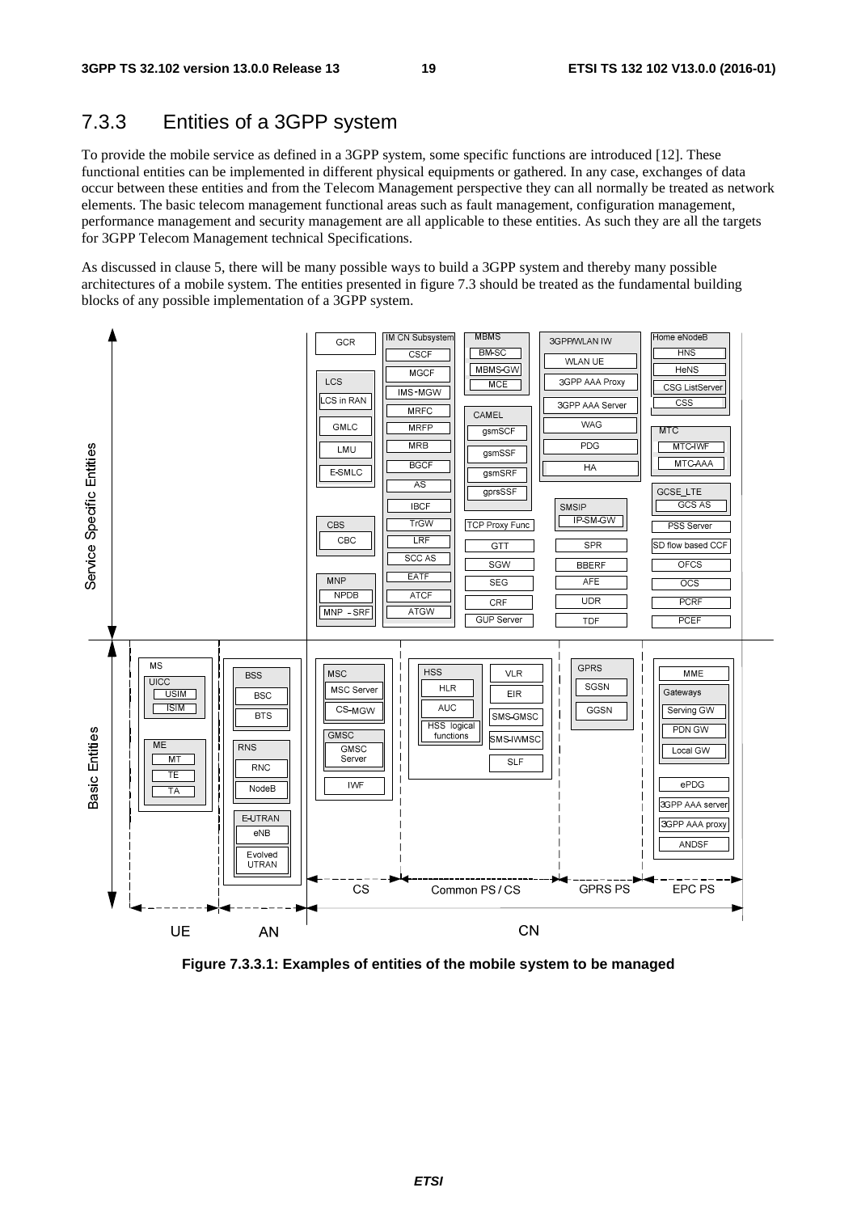### 7.3.3 Entities of a 3GPP system

To provide the mobile service as defined in a 3GPP system, some specific functions are introduced [12]. These functional entities can be implemented in different physical equipments or gathered. In any case, exchanges of data occur between these entities and from the Telecom Management perspective they can all normally be treated as network elements. The basic telecom management functional areas such as fault management, configuration management, performance management and security management are all applicable to these entities. As such they are all the targets for 3GPP Telecom Management technical Specifications.

As discussed in clause 5, there will be many possible ways to build a 3GPP system and thereby many possible architectures of a mobile system. The entities presented in figure 7.3 should be treated as the fundamental building blocks of any possible implementation of a 3GPP system.

**Figure 7.3.3.1: Examples of entities of the mobile system to be managed**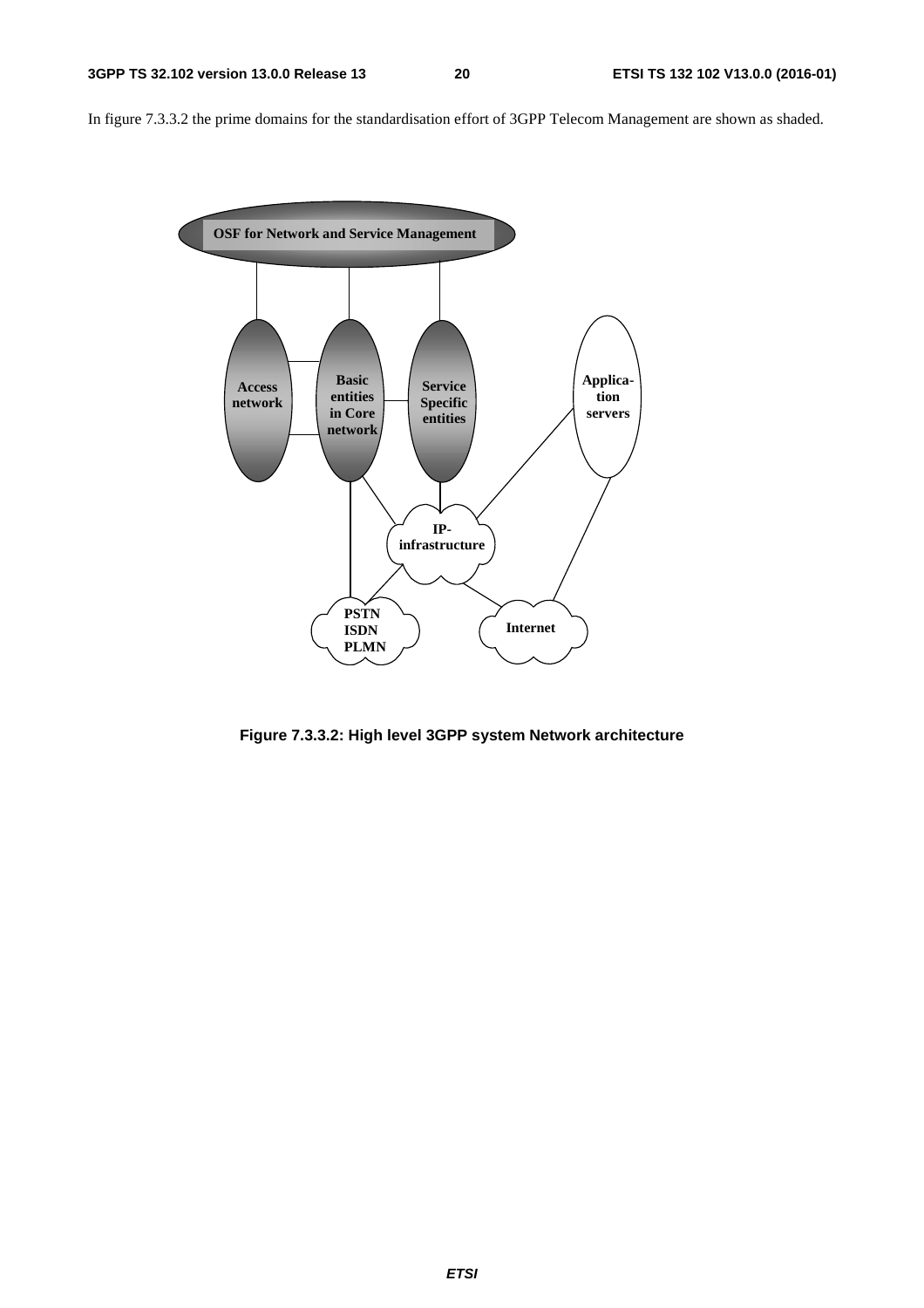In figure 7.3.3.2 the prime domains for the standardisation effort of 3GPP Telecom Management are shown as shaded.

**Figure 7.3.3.2: High level 3GPP system Network architecture**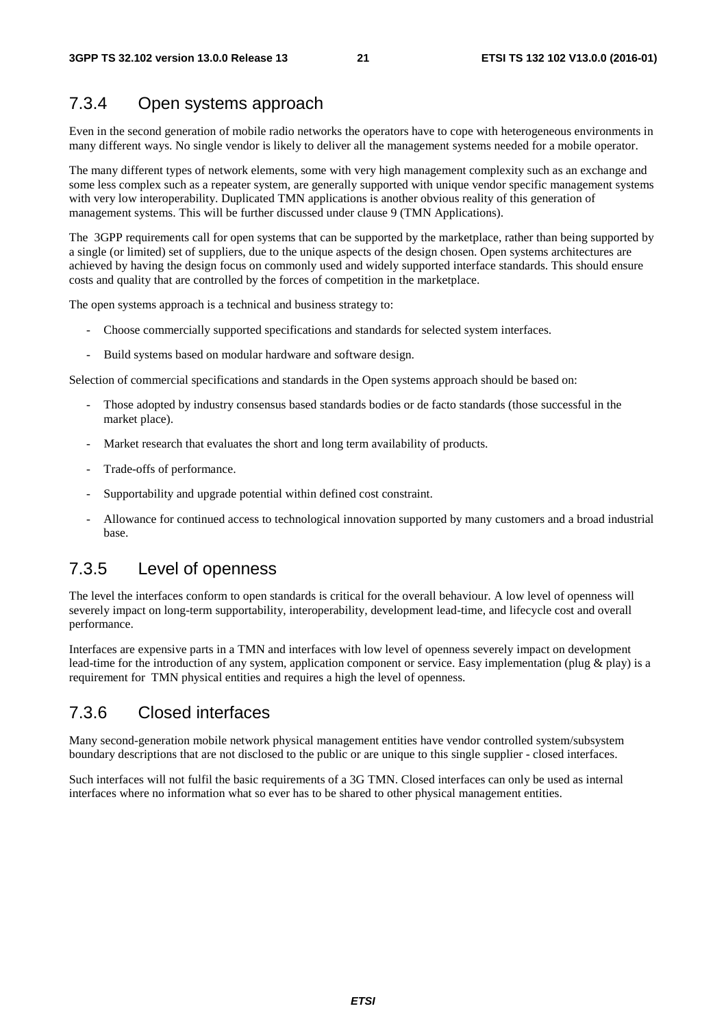### 7.3.4 Open systems approach

Even in the second generation of mobile radio networks the operators have to cope with heterogeneous environments in many different ways. No single vendor is likely to deliver all the management systems needed for a mobile operator.

The many different types of network elements, some with very high management complexity such as an exchange and some less complex such as a repeater system, are generally supported with unique vendor specific management systems with very low interoperability. Duplicated TMN applications is another obvious reality of this generation of management systems. This will be further discussed under clause 9 (TMN Applications).

The 3GPP requirements call for open systems that can be supported by the marketplace, rather than being supported by a single (or limited) set of suppliers, due to the unique aspects of the design chosen. Open systems architectures are achieved by having the design focus on commonly used and widely supported interface standards. This should ensure costs and quality that are controlled by the forces of competition in the marketplace.

The open systems approach is a technical and business strategy to:

- Choose commercially supported specifications and standards for selected system interfaces.
- Build systems based on modular hardware and software design.

Selection of commercial specifications and standards in the Open systems approach should be based on:

- Those adopted by industry consensus based standards bodies or de facto standards (those successful in the market place).
- Market research that evaluates the short and long term availability of products.
- Trade-offs of performance.
- Supportability and upgrade potential within defined cost constraint.
- Allowance for continued access to technological innovation supported by many customers and a broad industrial base.

### 7.3.5 Level of openness

The level the interfaces conform to open standards is critical for the overall behaviour. A low level of openness will severely impact on long-term supportability, interoperability, development lead-time, and lifecycle cost and overall performance.

Interfaces are expensive parts in a TMN and interfaces with low level of openness severely impact on development lead-time for the introduction of any system, application component or service. Easy implementation (plug & play) is a requirement for TMN physical entities and requires a high the level of openness.

### 7.3.6 Closed interfaces

Many second-generation mobile network physical management entities have vendor controlled system/subsystem boundary descriptions that are not disclosed to the public or are unique to this single supplier - closed interfaces.

Such interfaces will not fulfil the basic requirements of a 3G TMN. Closed interfaces can only be used as internal interfaces where no information what so ever has to be shared to other physical management entities.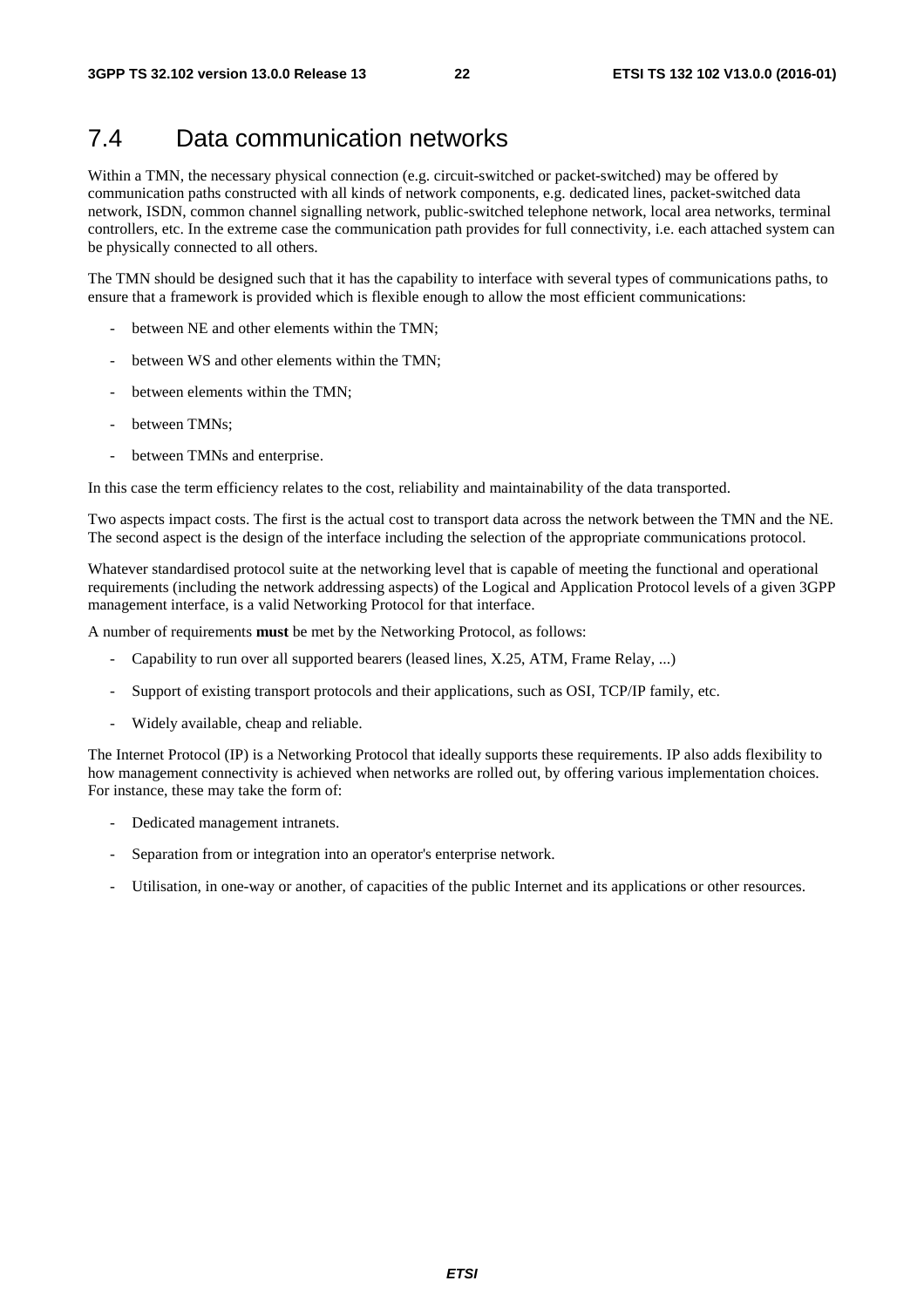## 7.4 Data communication networks

Within a TMN, the necessary physical connection (e.g. circuit-switched or packet-switched) may be offered by communication paths constructed with all kinds of network components, e.g. dedicated lines, packet-switched data network, ISDN, common channel signalling network, public-switched telephone network, local area networks, terminal controllers, etc. In the extreme case the communication path provides for full connectivity, i.e. each attached system can be physically connected to all others.

The TMN should be designed such that it has the capability to interface with several types of communications paths, to ensure that a framework is provided which is flexible enough to allow the most efficient communications:

- between NE and other elements within the TMN;
- between WS and other elements within the TMN;
- between elements within the TMN;
- between TMNs;
- between TMNs and enterprise.

In this case the term efficiency relates to the cost, reliability and maintainability of the data transported.

Two aspects impact costs. The first is the actual cost to transport data across the network between the TMN and the NE. The second aspect is the design of the interface including the selection of the appropriate communications protocol.

Whatever standardised protocol suite at the networking level that is capable of meeting the functional and operational requirements (including the network addressing aspects) of the Logical and Application Protocol levels of a given 3GPP management interface, is a valid Networking Protocol for that interface.

A number of requirements **must** be met by the Networking Protocol, as follows:

- Capability to run over all supported bearers (leased lines, X.25, ATM, Frame Relay, ...)
- Support of existing transport protocols and their applications, such as OSI, TCP/IP family, etc.
- Widely available, cheap and reliable.

The Internet Protocol (IP) is a Networking Protocol that ideally supports these requirements. IP also adds flexibility to how management connectivity is achieved when networks are rolled out, by offering various implementation choices. For instance, these may take the form of:

- Dedicated management intranets.
- Separation from or integration into an operator's enterprise network.
- Utilisation, in one-way or another, of capacities of the public Internet and its applications or other resources.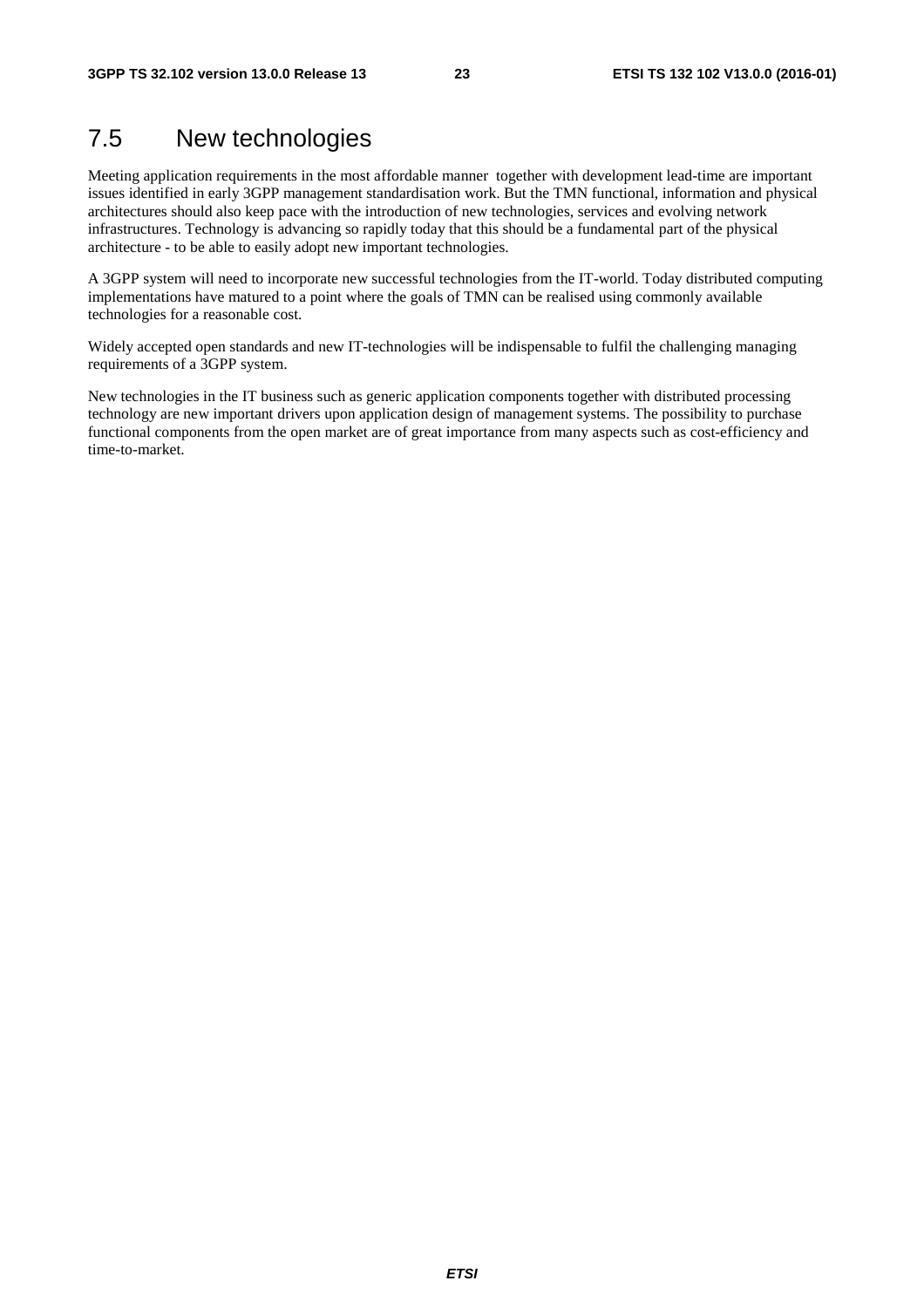## 7.5 New technologies

Meeting application requirements in the most affordable manner together with development lead-time are important issues identified in early 3GPP management standardisation work. But the TMN functional, information and physical architectures should also keep pace with the introduction of new technologies, services and evolving network infrastructures. Technology is advancing so rapidly today that this should be a fundamental part of the physical architecture - to be able to easily adopt new important technologies.

A 3GPP system will need to incorporate new successful technologies from the IT-world. Today distributed computing implementations have matured to a point where the goals of TMN can be realised using commonly available technologies for a reasonable cost.

Widely accepted open standards and new IT-technologies will be indispensable to fulfil the challenging managing requirements of a 3GPP system.

New technologies in the IT business such as generic application components together with distributed processing technology are new important drivers upon application design of management systems. The possibility to purchase functional components from the open market are of great importance from many aspects such as cost-efficiency and time-to-market.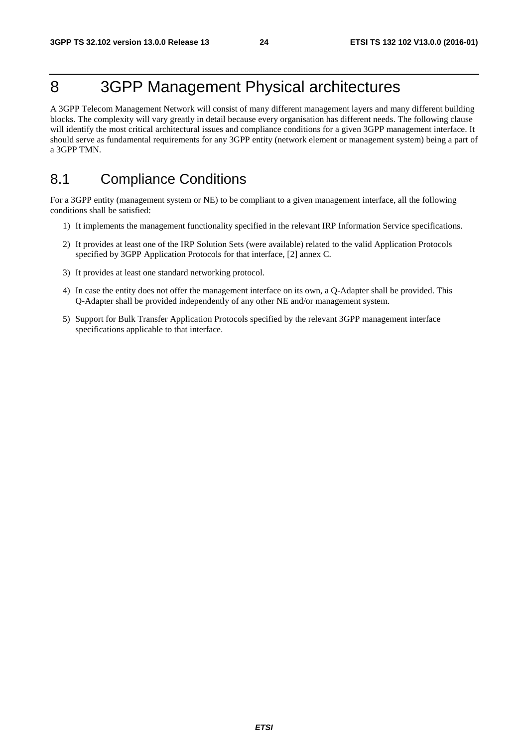# 8 3GPP Management Physical architectures

A 3GPP Telecom Management Network will consist of many different management layers and many different building blocks. The complexity will vary greatly in detail because every organisation has different needs. The following clause will identify the most critical architectural issues and compliance conditions for a given 3GPP management interface. It should serve as fundamental requirements for any 3GPP entity (network element or management system) being a part of a 3GPP TMN.

## 8.1 Compliance Conditions

For a 3GPP entity (management system or NE) to be compliant to a given management interface, all the following conditions shall be satisfied:

1) It implements the management functionality specified in the relevant IRP Information Service specifications.

2) It provides at least one of the IRP Solution Sets (were available) related to the valid Application Protocols specified by 3GPP Application Protocols for that interface, [2] annex C.

3) It provides at least one standard networking protocol.

4) In case the entity does not offer the management interface on its own, a Q-Adapter shall be provided. This Q-Adapter shall be provided independently of any other NE and/or management system.

5) Support for Bulk Transfer Application Protocols specified by the relevant 3GPP management interface specifications applicable to that interface.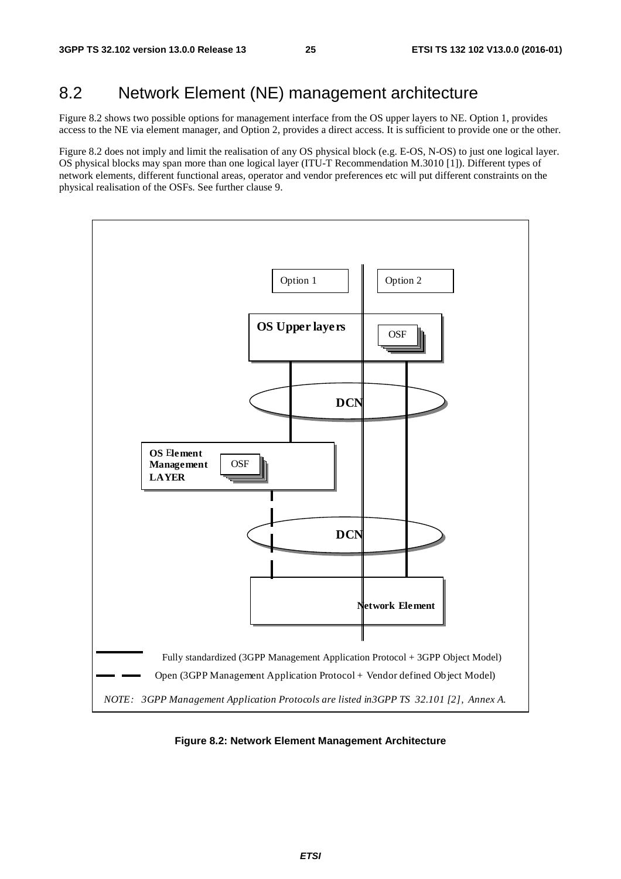## 8.2 Network Element (NE) management architecture

Figure 8.2 shows two possible options for management interface from the OS upper layers to NE. Option 1, provides access to the NE via element manager, and Option 2, provides a direct access. It is sufficient to provide one or the other.

Figure 8.2 does not imply and limit the realisation of any OS physical block (e.g. E-OS, N-OS) to just one logical layer. OS physical blocks may span more than one logical layer (ITU-T Recommendation M.3010 [1]). Different types of network elements, different functional areas, operator and vendor preferences etc will put different constraints on the physical realisation of the OSFs. See further clause 9.

Option 1

Option 2

**OS Upper layers**

OSF

**DCN**

**OS Element Management LAYER**

OSF

**DCN**

**Network Element**

Fully standardized (3GPP Management Application Protocol + 3GPP Object Model)

Open (3GPP Management Application Protocol + Vendor defined Object Model)

*NOTE: 3GPP Management Application Protocols are listed in3GPP TS 32.101 [2], Annex A.*

**Figure 8.2: Network Element Management Architecture**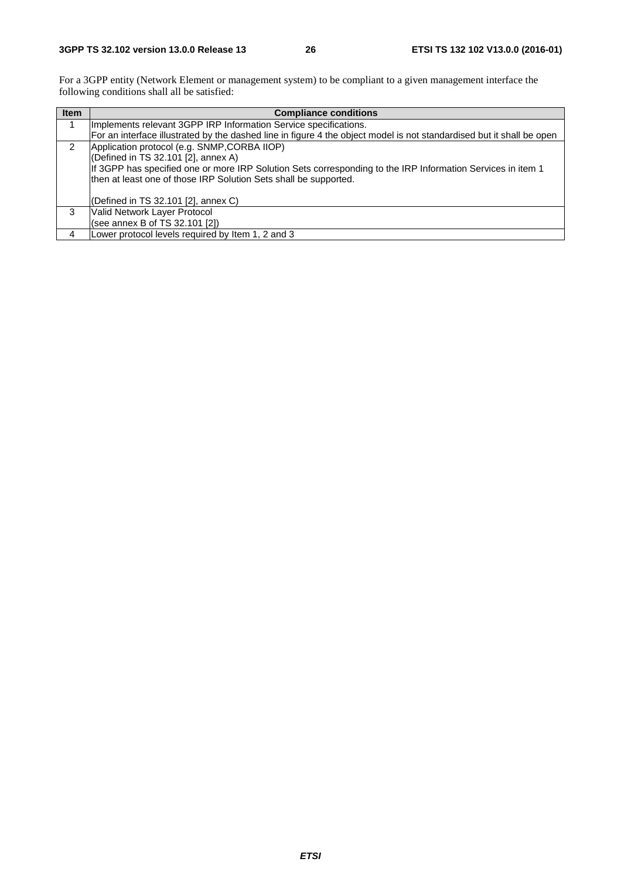For a 3GPP entity (Network Element or management system) to be compliant to a given management interface the following conditions shall all be satisfied:

| Item | Compliance conditions |
| --- | --- |
| 1 | Implements relevant 3GPP IRP Information Service specifications.<br>For an interface illustrated by the dashed line in figure 4 the object model is not standardised but it shall be open |
| 2 | Application protocol (e.g. SNMP,CORBA IIOP)<br>(Defined in TS 32.101 [2], annex A)<br>If 3GPP has specified one or more IRP Solution Sets corresponding to the IRP Information Services in item 1 then at least one of those IRP Solution Sets shall be supported.<br><br>(Defined in TS 32.101 [2], annex C) |
| 3 | Valid Network Layer Protocol<br>(see annex B of TS 32.101 [2]) |
| 4 | Lower protocol levels required by Item 1, 2 and 3 |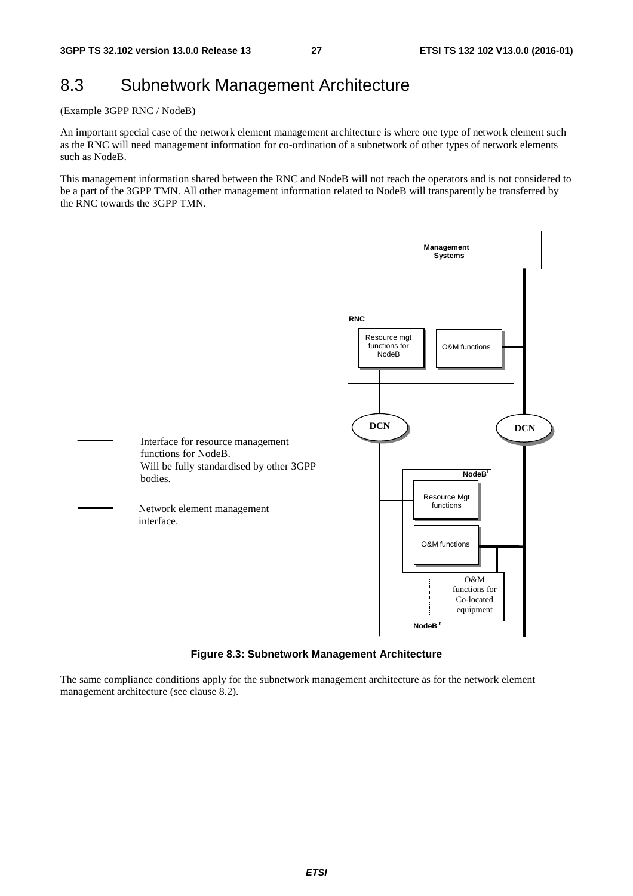## 8.3 Subnetwork Management Architecture

(Example 3GPP RNC / NodeB)

An important special case of the network element management architecture is where one type of network element such as the RNC will need management information for co-ordination of a subnetwork of other types of network elements such as NodeB.

This management information shared between the RNC and NodeB will not reach the operators and is not considered to be a part of the 3GPP TMN. All other management information related to NodeB will transparently be transferred by the RNC towards the 3GPP TMN.

Management Systems

RNC

Resource mgt functions for NodeB

O&M functions

DCN

DCN

Interface for resource management functions for NodeB. Will be fully standardised by other 3GPP bodies.

Network element management interface.

NodeB[I]

Resource Mgt functions

O&M functions

O&M functions for Co-located equipment

NodeB[n]

**Figure 8.3: Subnetwork Management Architecture**

The same compliance conditions apply for the subnetwork management architecture as for the network element management architecture (see clause 8.2).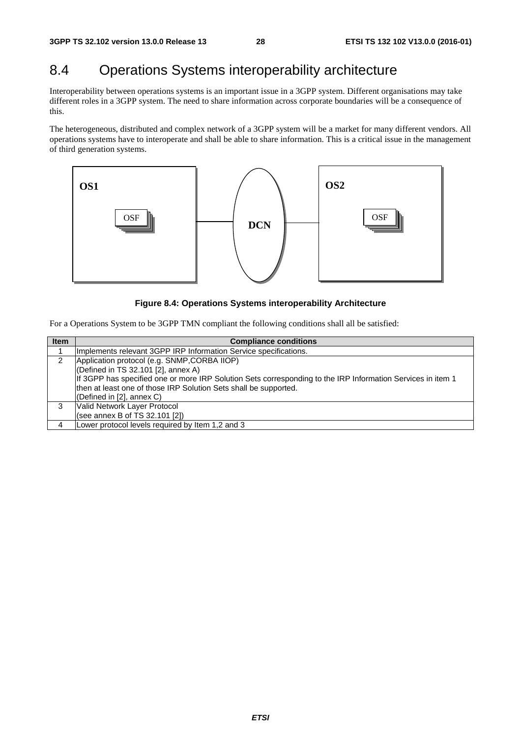## 8.4 Operations Systems interoperability architecture

Interoperability between operations systems is an important issue in a 3GPP system. Different organisations may take different roles in a 3GPP system. The need to share information across corporate boundaries will be a consequence of this.

The heterogeneous, distributed and complex network of a 3GPP system will be a market for many different vendors. All operations systems have to interoperate and shall be able to share information. This is a critical issue in the management of third generation systems.

OS1 OSF DCN OS2 OSF

**Figure 8.4: Operations Systems interoperability Architecture**

For a Operations System to be 3GPP TMN compliant the following conditions shall all be satisfied:

| Item | Compliance conditions |
|---|---|
| 1 | Implements relevant 3GPP IRP Information Service specifications. |
| 2 | Application protocol (e.g. SNMP,CORBA IIOP)<br>(Defined in TS 32.101 [2], annex A)<br>If 3GPP has specified one or more IRP Solution Sets corresponding to the IRP Information Services in item 1 then at least one of those IRP Solution Sets shall be supported.<br>(Defined in [2], annex C) |
| 3 | Valid Network Layer Protocol<br>(see annex B of TS 32.101 [2]) |
| 4 | Lower protocol levels required by Item 1,2 and 3 |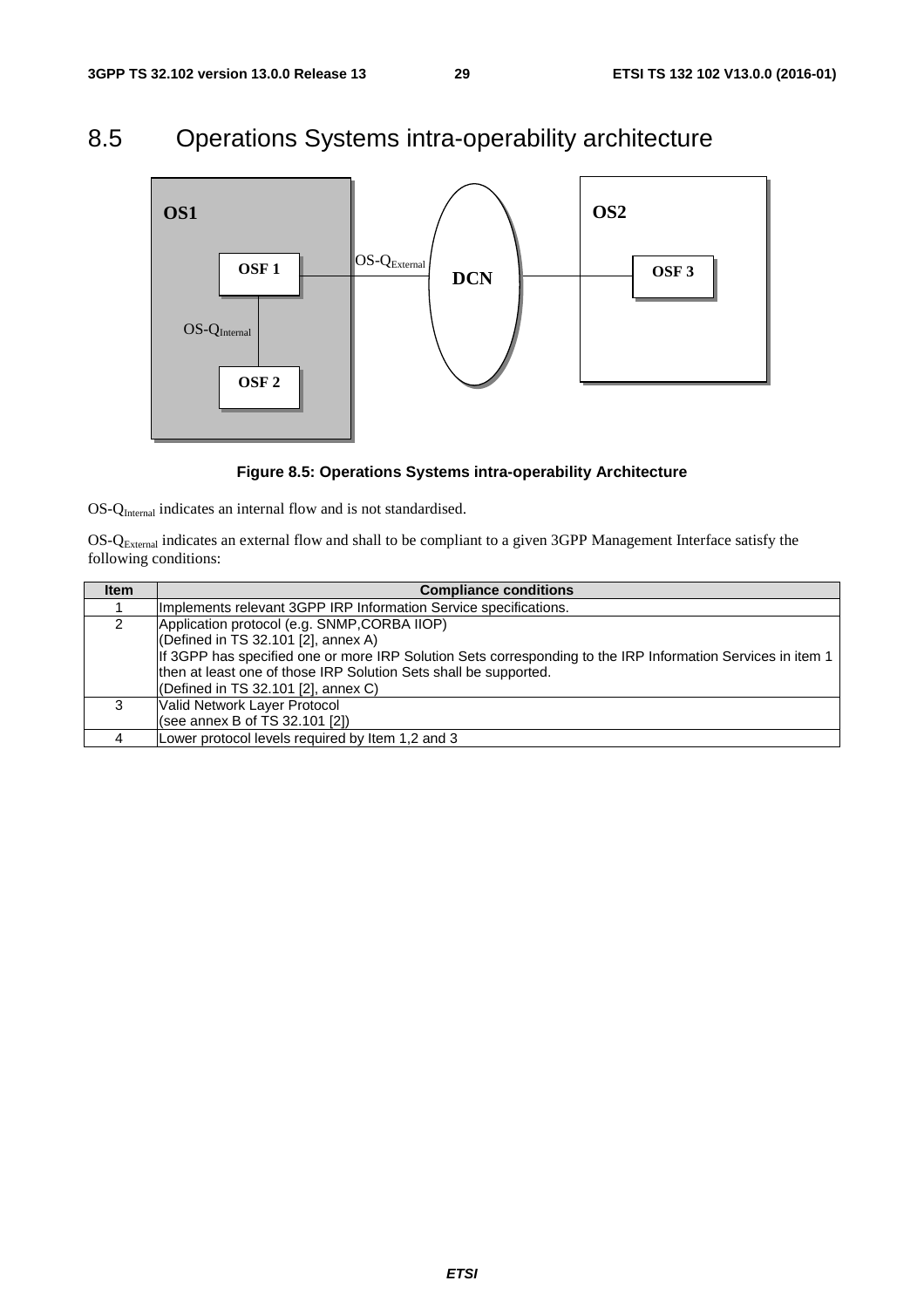## 8.5 Operations Systems intra-operability architecture

**Figure 8.5: Operations Systems intra-operability Architecture**

$OS\text{-}Q_{Internal}$ indicates an internal flow and is not standardised.

$OS\text{-}Q_{External}$ indicates an external flow and shall to be compliant to a given 3GPP Management Interface satisfy the following conditions:

| Item | Compliance conditions |
|---|---|
| 1 | Implements relevant 3GPP IRP Information Service specifications. |
| 2 | Application protocol (e.g. SNMP,CORBA IIOP)<br>(Defined in TS 32.101 [2], annex A)<br>If 3GPP has specified one or more IRP Solution Sets corresponding to the IRP Information Services in item 1 then at least one of those IRP Solution Sets shall be supported.<br>(Defined in TS 32.101 [2], annex C) |
| 3 | Valid Network Layer Protocol<br>(see annex B of TS 32.101 [2]) |
| 4 | Lower protocol levels required by Item 1,2 and 3 |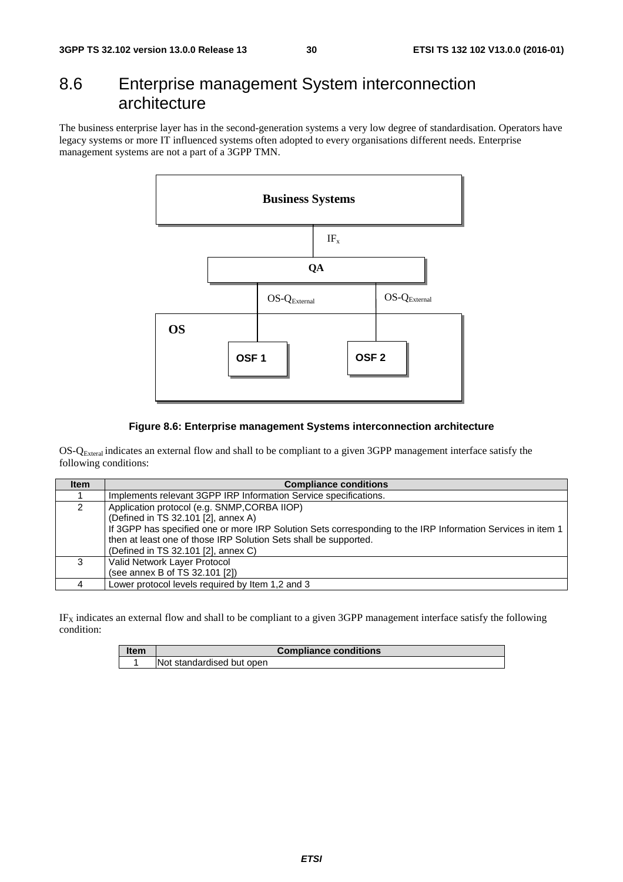## 8.6 Enterprise management System interconnection architecture

The business enterprise layer has in the second-generation systems a very low degree of standardisation. Operators have legacy systems or more IT influenced systems often adopted to every organisations different needs. Enterprise management systems are not a part of a 3GPP TMN.

**Figure 8.6: Enterprise management Systems interconnection architecture**

OS-$Q_{Exteral}$ indicates an external flow and shall to be compliant to a given 3GPP management interface satisfy the following conditions:

| Item | Compliance conditions |
|---|---|
| 1 | Implements relevant 3GPP IRP Information Service specifications. |
| 2 | Application protocol (e.g. SNMP,CORBA IIOP)<br>(Defined in TS 32.101 [2], annex A)<br>If 3GPP has specified one or more IRP Solution Sets corresponding to the IRP Information Services in item 1 then at least one of those IRP Solution Sets shall be supported.<br>(Defined in TS 32.101 [2], annex C) |
| 3 | Valid Network Layer Protocol<br>(see annex B of TS 32.101 [2]) |
| 4 | Lower protocol levels required by Item 1,2 and 3 |

$IF_X$ indicates an external flow and shall to be compliant to a given 3GPP management interface satisfy the following condition:

| Item | Compliance conditions |
|---|---|
| 1 | Not standardised but open |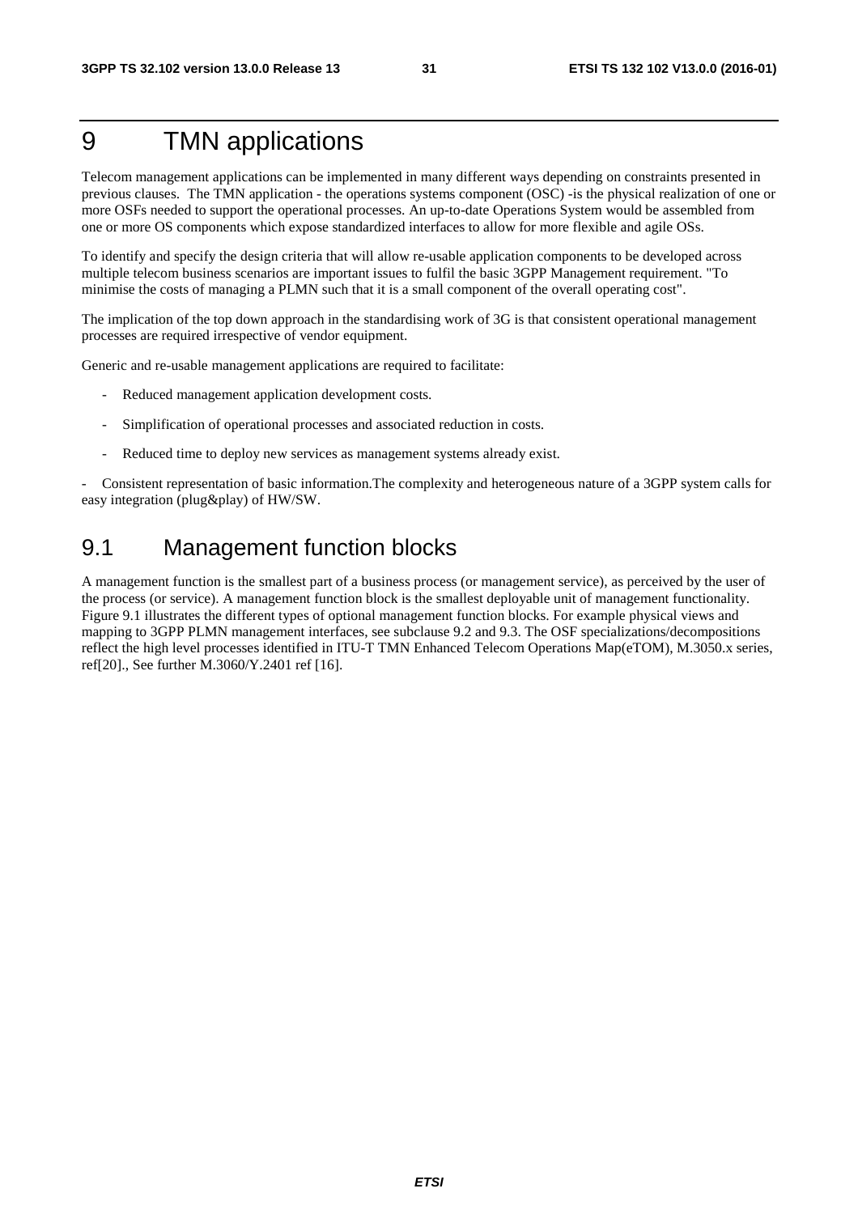# 9 TMN applications

Telecom management applications can be implemented in many different ways depending on constraints presented in previous clauses. The TMN application - the operations systems component (OSC) -is the physical realization of one or more OSFs needed to support the operational processes. An up-to-date Operations System would be assembled from one or more OS components which expose standardized interfaces to allow for more flexible and agile OSs.

To identify and specify the design criteria that will allow re-usable application components to be developed across multiple telecom business scenarios are important issues to fulfil the basic 3GPP Management requirement. "To minimise the costs of managing a PLMN such that it is a small component of the overall operating cost".

The implication of the top down approach in the standardising work of 3G is that consistent operational management processes are required irrespective of vendor equipment.

Generic and re-usable management applications are required to facilitate:

- Reduced management application development costs.
- Simplification of operational processes and associated reduction in costs.
- Reduced time to deploy new services as management systems already exist.

- Consistent representation of basic information.The complexity and heterogeneous nature of a 3GPP system calls for easy integration (plug&play) of HW/SW.

## 9.1 Management function blocks

A management function is the smallest part of a business process (or management service), as perceived by the user of the process (or service). A management function block is the smallest deployable unit of management functionality. Figure 9.1 illustrates the different types of optional management function blocks. For example physical views and mapping to 3GPP PLMN management interfaces, see subclause 9.2 and 9.3. The OSF specializations/decompositions reflect the high level processes identified in ITU-T TMN Enhanced Telecom Operations Map(eTOM), M.3050.x series, ref[20]., See further M.3060/Y.2401 ref [16].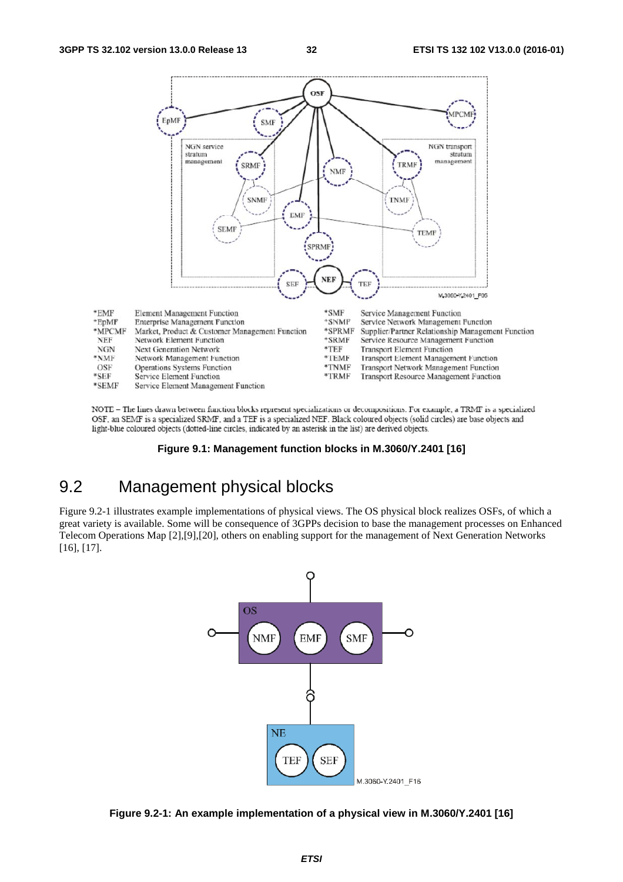| | | | |
|---|---|---|---|
| *EMF | Element Management Function | *SMF | Service Management Function |
| *EpMF | Enterprise Management Function | *SNMF | Service Network Management Function |
| *MPCMF | Market, Product & Customer Management Function | *SPRMF | Supplier/Partner Relationship Management Function |
| NEF | Network Element Function | *SRMF | Service Resource Management Function |
| NGN | Next Generation Network | *TEF | Transport Element Function |
| *NMF | Network Management Function | *TEMF | Transport Element Management Function |
| OSF | Operations Systems Function | *TNMF | Transport Network Management Function |
| *SEF | Service Element Function | *TRMF | Transport Resource Management Function |
| *SEMF | Service Element Management Function | | |

NOTE – The lines drawn between function blocks represent specializations or decompositions. For example, a TRMF is a specialized OSF, an SEMF is a specialized SRMF, and a TEF is a specialized NEF. Black coloured objects (solid circles) are base objects and light-blue coloured objects (dotted-line circles, indicated by an asterisk in the list) are derived objects.

**Figure 9.1: Management function blocks in M.3060/Y.2401 [16]**

## 9.2 Management physical blocks

Figure 9.2-1 illustrates example implementations of physical views. The OS physical block realizes OSFs, of which a great variety is available. Some will be consequence of 3GPPs decision to base the management processes on Enhanced Telecom Operations Map [2],[9],[20], others on enabling support for the management of Next Generation Networks [16], [17].

**Figure 9.2-1: An example implementation of a physical view in M.3060/Y.2401 [16]**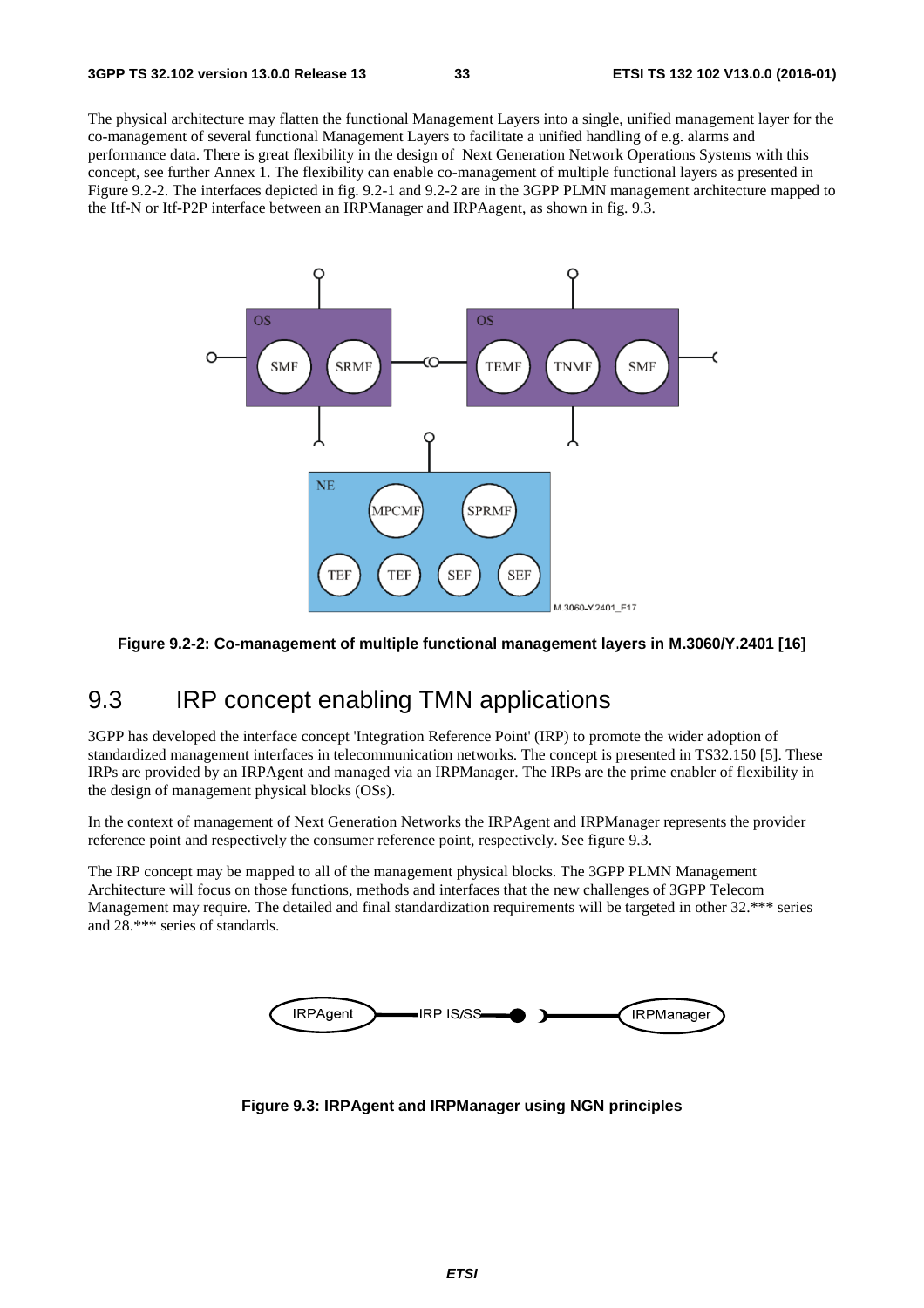The physical architecture may flatten the functional Management Layers into a single, unified management layer for the co-management of several functional Management Layers to facilitate a unified handling of e.g. alarms and performance data. There is great flexibility in the design of Next Generation Network Operations Systems with this concept, see further Annex 1. The flexibility can enable co-management of multiple functional layers as presented in Figure 9.2-2. The interfaces depicted in fig. 9.2-1 and 9.2-2 are in the 3GPP PLMN management architecture mapped to the Itf-N or Itf-P2P interface between an IRPManager and IRPAagent, as shown in fig. 9.3.

**Figure 9.2-2: Co-management of multiple functional management layers in M.3060/Y.2401 [16]**

## 9.3 IRP concept enabling TMN applications

3GPP has developed the interface concept 'Integration Reference Point' (IRP) to promote the wider adoption of standardized management interfaces in telecommunication networks. The concept is presented in TS32.150 [5]. These IRPs are provided by an IRPAgent and managed via an IRPManager. The IRPs are the prime enabler of flexibility in the design of management physical blocks (OSs).

In the context of management of Next Generation Networks the IRPAgent and IRPManager represents the provider reference point and respectively the consumer reference point, respectively. See figure 9.3.

The IRP concept may be mapped to all of the management physical blocks. The 3GPP PLMN Management Architecture will focus on those functions, methods and interfaces that the new challenges of 3GPP Telecom Management may require. The detailed and final standardization requirements will be targeted in other 32.*** series and 28.*** series of standards.

**Figure 9.3: IRPAgent and IRPManager using NGN principles**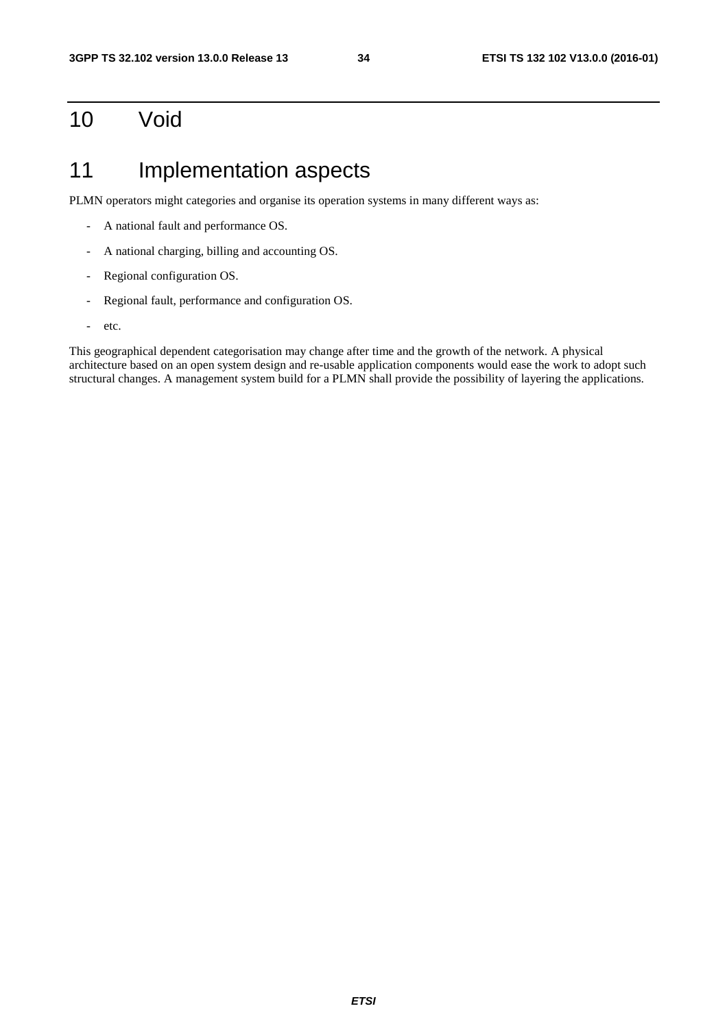# 10 Void

# 11 Implementation aspects

PLMN operators might categories and organise its operation systems in many different ways as:

- A national fault and performance OS.
- A national charging, billing and accounting OS.
- Regional configuration OS.
- Regional fault, performance and configuration OS.
- etc.

This geographical dependent categorisation may change after time and the growth of the network. A physical architecture based on an open system design and re-usable application components would ease the work to adopt such structural changes. A management system build for a PLMN shall provide the possibility of layering the applications.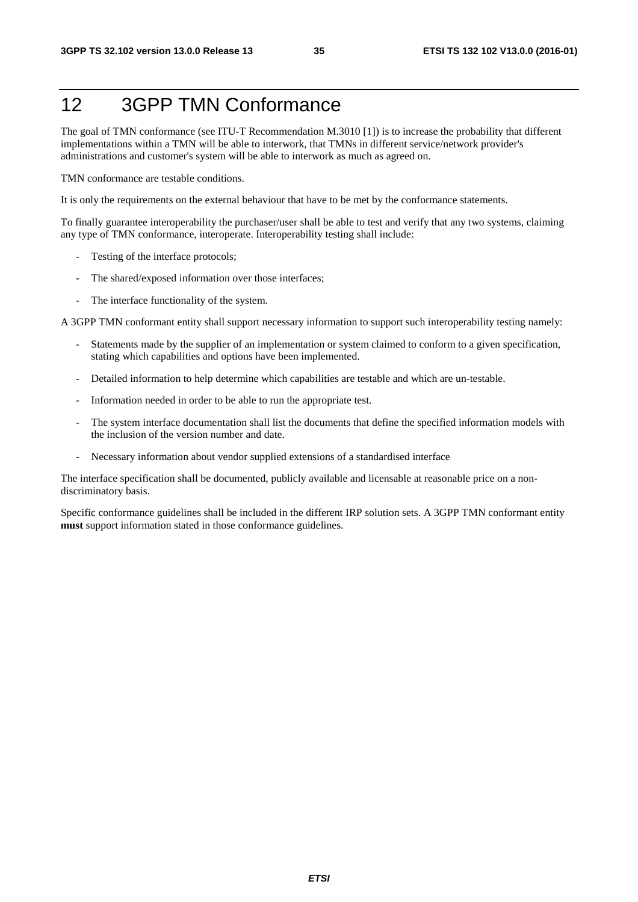# 12 3GPP TMN Conformance

The goal of TMN conformance (see ITU-T Recommendation M.3010 [1]) is to increase the probability that different implementations within a TMN will be able to interwork, that TMNs in different service/network provider's administrations and customer's system will be able to interwork as much as agreed on.

TMN conformance are testable conditions.

It is only the requirements on the external behaviour that have to be met by the conformance statements.

To finally guarantee interoperability the purchaser/user shall be able to test and verify that any two systems, claiming any type of TMN conformance, interoperate. Interoperability testing shall include:

- Testing of the interface protocols;
- The shared/exposed information over those interfaces;
- The interface functionality of the system.

A 3GPP TMN conformant entity shall support necessary information to support such interoperability testing namely:

- Statements made by the supplier of an implementation or system claimed to conform to a given specification, stating which capabilities and options have been implemented.
- Detailed information to help determine which capabilities are testable and which are un-testable.
- Information needed in order to be able to run the appropriate test.
- The system interface documentation shall list the documents that define the specified information models with the inclusion of the version number and date.
- Necessary information about vendor supplied extensions of a standardised interface

The interface specification shall be documented, publicly available and licensable at reasonable price on a non-discriminatory basis.

Specific conformance guidelines shall be included in the different IRP solution sets. A 3GPP TMN conformant entity **must** support information stated in those conformance guidelines.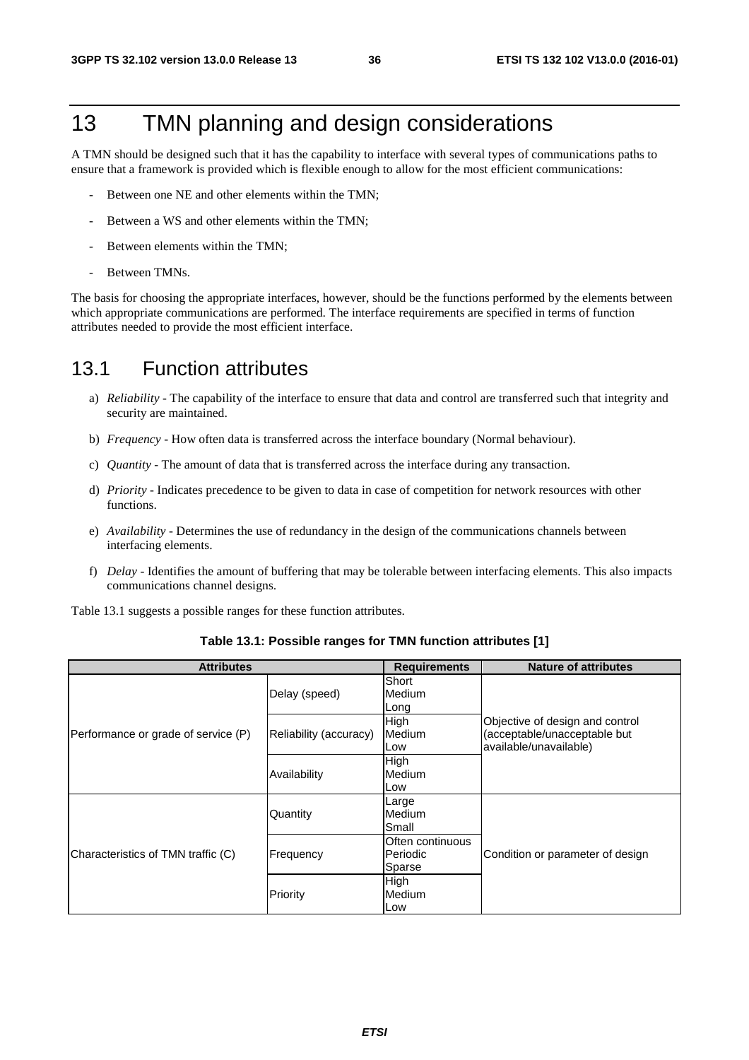# 13 TMN planning and design considerations

A TMN should be designed such that it has the capability to interface with several types of communications paths to ensure that a framework is provided which is flexible enough to allow for the most efficient communications:

- Between one NE and other elements within the TMN;
- Between a WS and other elements within the TMN;
- Between elements within the TMN;
- Between TMNs.

The basis for choosing the appropriate interfaces, however, should be the functions performed by the elements between which appropriate communications are performed. The interface requirements are specified in terms of function attributes needed to provide the most efficient interface.

## 13.1 Function attributes

a) *Reliability* - The capability of the interface to ensure that data and control are transferred such that integrity and security are maintained.

b) *Frequency* - How often data is transferred across the interface boundary (Normal behaviour).

c) *Quantity* - The amount of data that is transferred across the interface during any transaction.

d) *Priority* - Indicates precedence to be given to data in case of competition for network resources with other functions.

e) *Availability* - Determines the use of redundancy in the design of the communications channels between interfacing elements.

f) *Delay* - Identifies the amount of buffering that may be tolerable between interfacing elements. This also impacts communications channel designs.

Table 13.1 suggests a possible ranges for these function attributes.

**Table 13.1: Possible ranges for TMN function attributes [1]**

| Attributes | | Requirements | Nature of attributes |
|---|---|---|---|
| Performance or grade of service (P) | Delay (speed) | Short<br>Medium<br>Long | Objective of design and control (acceptable/unacceptable but available/unavailable) |
| | Reliability (accuracy) | High<br>Medium<br>Low | |
| | Availability | High<br>Medium<br>Low | |
| Characteristics of TMN traffic (C) | Quantity | Large<br>Medium<br>Small | Condition or parameter of design |
| | Frequency | Often continuous<br>Periodic<br>Sparse | |
| | Priority | High<br>Medium<br>Low | |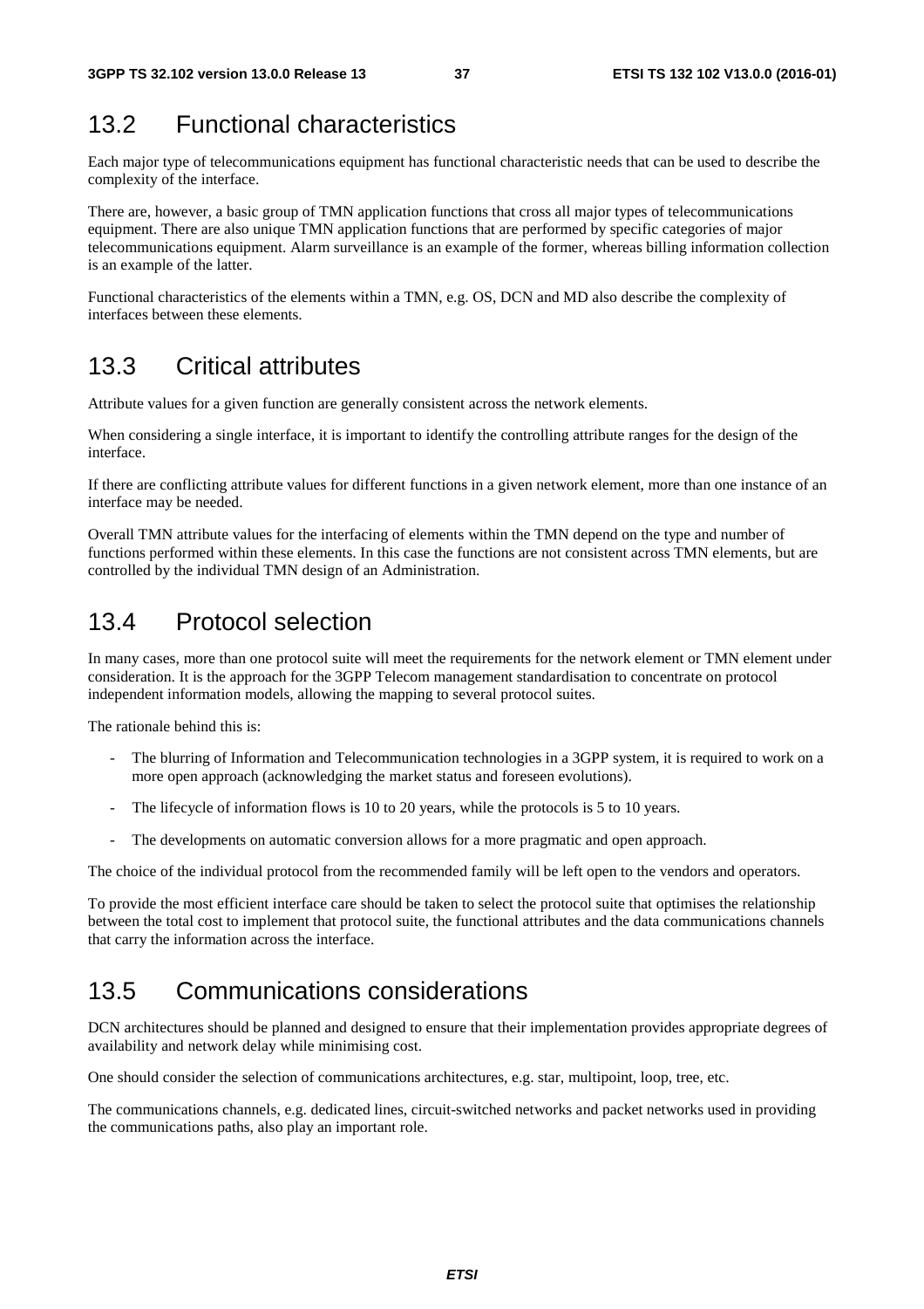## 13.2 Functional characteristics

Each major type of telecommunications equipment has functional characteristic needs that can be used to describe the complexity of the interface.

There are, however, a basic group of TMN application functions that cross all major types of telecommunications equipment. There are also unique TMN application functions that are performed by specific categories of major telecommunications equipment. Alarm surveillance is an example of the former, whereas billing information collection is an example of the latter.

Functional characteristics of the elements within a TMN, e.g. OS, DCN and MD also describe the complexity of interfaces between these elements.

## 13.3 Critical attributes

Attribute values for a given function are generally consistent across the network elements.

When considering a single interface, it is important to identify the controlling attribute ranges for the design of the interface.

If there are conflicting attribute values for different functions in a given network element, more than one instance of an interface may be needed.

Overall TMN attribute values for the interfacing of elements within the TMN depend on the type and number of functions performed within these elements. In this case the functions are not consistent across TMN elements, but are controlled by the individual TMN design of an Administration.

## 13.4 Protocol selection

In many cases, more than one protocol suite will meet the requirements for the network element or TMN element under consideration. It is the approach for the 3GPP Telecom management standardisation to concentrate on protocol independent information models, allowing the mapping to several protocol suites.

The rationale behind this is:

- The blurring of Information and Telecommunication technologies in a 3GPP system, it is required to work on a more open approach (acknowledging the market status and foreseen evolutions).
- The lifecycle of information flows is 10 to 20 years, while the protocols is 5 to 10 years.
- The developments on automatic conversion allows for a more pragmatic and open approach.

The choice of the individual protocol from the recommended family will be left open to the vendors and operators.

To provide the most efficient interface care should be taken to select the protocol suite that optimises the relationship between the total cost to implement that protocol suite, the functional attributes and the data communications channels that carry the information across the interface.

## 13.5 Communications considerations

DCN architectures should be planned and designed to ensure that their implementation provides appropriate degrees of availability and network delay while minimising cost.

One should consider the selection of communications architectures, e.g. star, multipoint, loop, tree, etc.

The communications channels, e.g. dedicated lines, circuit-switched networks and packet networks used in providing the communications paths, also play an important role.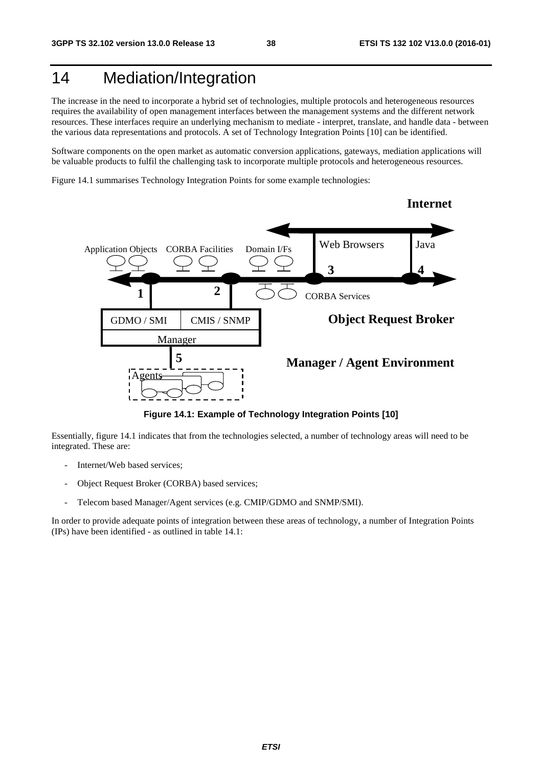# 14 Mediation/Integration

The increase in the need to incorporate a hybrid set of technologies, multiple protocols and heterogeneous resources requires the availability of open management interfaces between the management systems and the different network resources. These interfaces require an underlying mechanism to mediate - interpret, translate, and handle data - between the various data representations and protocols. A set of Technology Integration Points [10] can be identified.

Software components on the open market as automatic conversion applications, gateways, mediation applications will be valuable products to fulfil the challenging task to incorporate multiple protocols and heterogeneous resources.

Figure 14.1 summarises Technology Integration Points for some example technologies:

**Figure 14.1: Example of Technology Integration Points [10]**

Essentially, figure 14.1 indicates that from the technologies selected, a number of technology areas will need to be integrated. These are:

- Internet/Web based services;
- Object Request Broker (CORBA) based services;
- Telecom based Manager/Agent services (e.g. CMIP/GDMO and SNMP/SMI).

In order to provide adequate points of integration between these areas of technology, a number of Integration Points (IPs) have been identified - as outlined in table 14.1: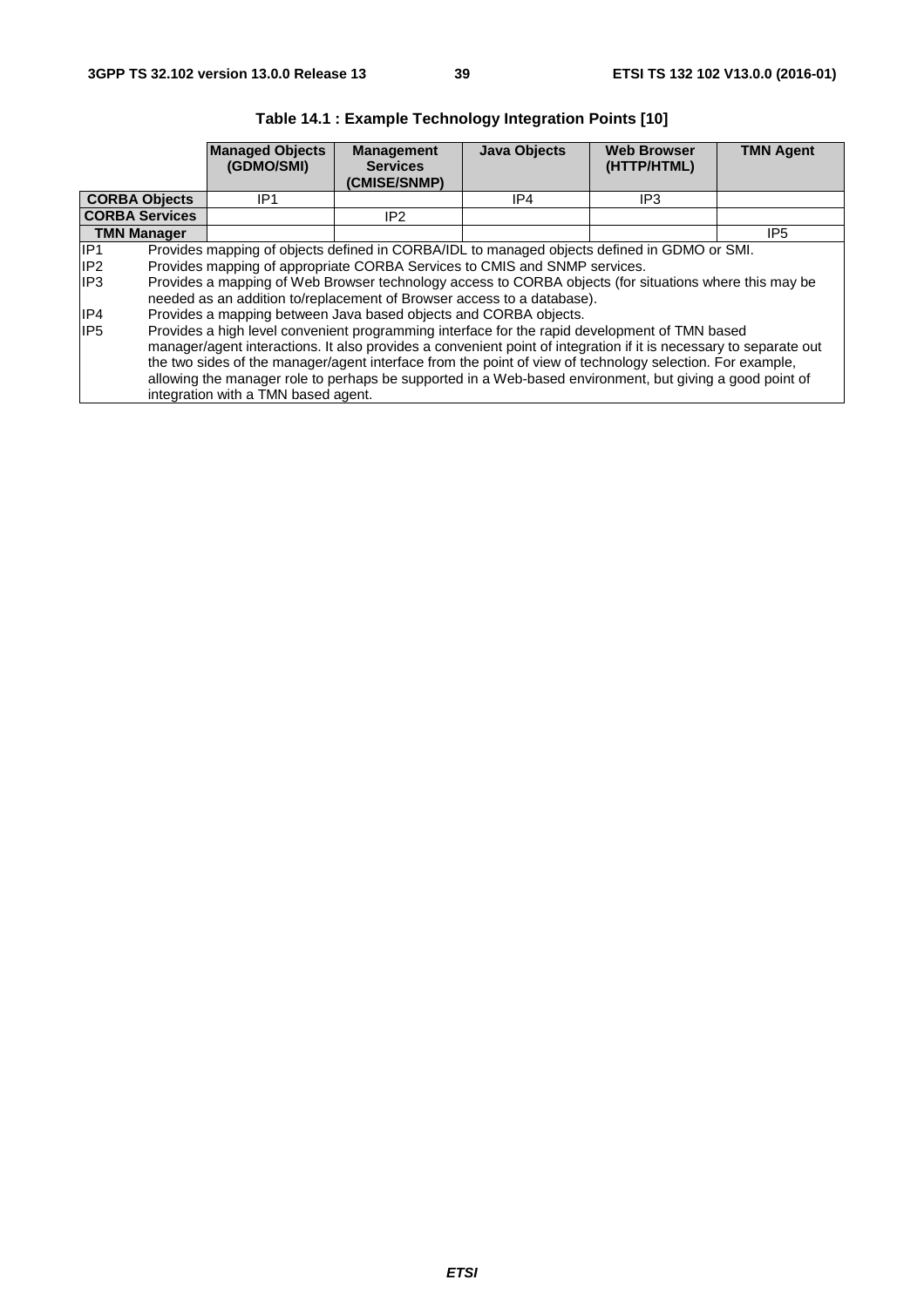**Table 14.1 : Example Technology Integration Points [10]**

| | Managed Objects (GDMO/SMI) | Management Services (CMISE/SNMP) | Java Objects | Web Browser (HTTP/HTML) | TMN Agent |
|---|---|---|---|---|---|
| **CORBA Objects** | IP1 | | IP4 | IP3 | |
| **CORBA Services** | | IP2 | | | |
| **TMN Manager** | | | | | IP5 |

| | |
|---|---|
| IP1 | Provides mapping of objects defined in CORBA/IDL to managed objects defined in GDMO or SMI. |
| IP2 | Provides mapping of appropriate CORBA Services to CMIS and SNMP services. |
| IP3 | Provides a mapping of Web Browser technology access to CORBA objects (for situations where this may be needed as an addition to/replacement of Browser access to a database). |
| IP4 | Provides a mapping between Java based objects and CORBA objects. |
| IP5 | Provides a high level convenient programming interface for the rapid development of TMN based manager/agent interactions. It also provides a convenient point of integration if it is necessary to separate out the two sides of the manager/agent interface from the point of view of technology selection. For example, allowing the manager role to perhaps be supported in a Web-based environment, but giving a good point of integration with a TMN based agent. |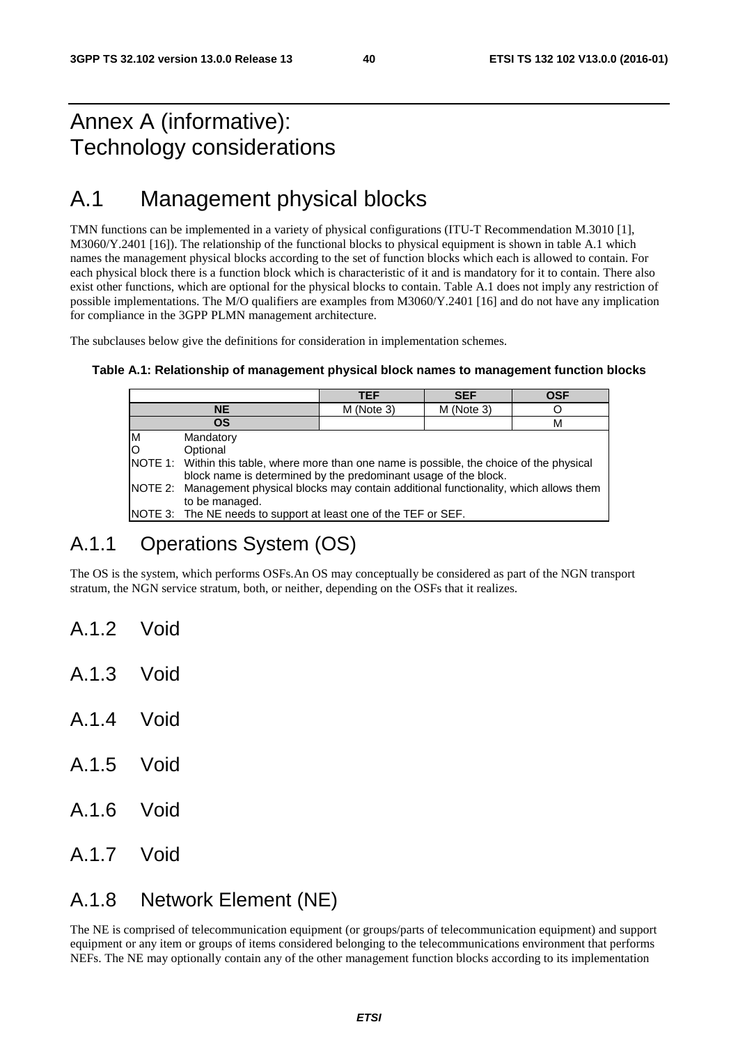# Annex A (informative): Technology considerations

# A.1 Management physical blocks

TMN functions can be implemented in a variety of physical configurations (ITU-T Recommendation M.3010 [1], M3060/Y.2401 [16]). The relationship of the functional blocks to physical equipment is shown in table A.1 which names the management physical blocks according to the set of function blocks which each is allowed to contain. For each physical block there is a function block which is characteristic of it and is mandatory for it to contain. There also exist other functions, which are optional for the physical blocks to contain. Table A.1 does not imply any restriction of possible implementations. The M/O qualifiers are examples from M3060/Y.2401 [16] and do not have any implication for compliance in the 3GPP PLMN management architecture.

The subclauses below give the definitions for consideration in implementation schemes.

**Table A.1: Relationship of management physical block names to management function blocks**

| | TEF | SEF | OSF |
|---|---|---|---|
| **NE** | M (Note 3) | M (Note 3) | O |
| **OS** | | | M |

M Mandatory
O Optional
NOTE 1: Within this table, where more than one name is possible, the choice of the physical block name is determined by the predominant usage of the block.
NOTE 2: Management physical blocks may contain additional functionality, which allows them to be managed.
NOTE 3: The NE needs to support at least one of the TEF or SEF.

## A.1.1 Operations System (OS)

The OS is the system, which performs OSFs.An OS may conceptually be considered as part of the NGN transport stratum, the NGN service stratum, both, or neither, depending on the OSFs that it realizes.

## A.1.2 Void

## A.1.3 Void

## A.1.4 Void

## A.1.5 Void

## A.1.6 Void

## A.1.7 Void

## A.1.8 Network Element (NE)

The NE is comprised of telecommunication equipment (or groups/parts of telecommunication equipment) and support equipment or any item or groups of items considered belonging to the telecommunications environment that performs NEFs. The NE may optionally contain any of the other management function blocks according to its implementation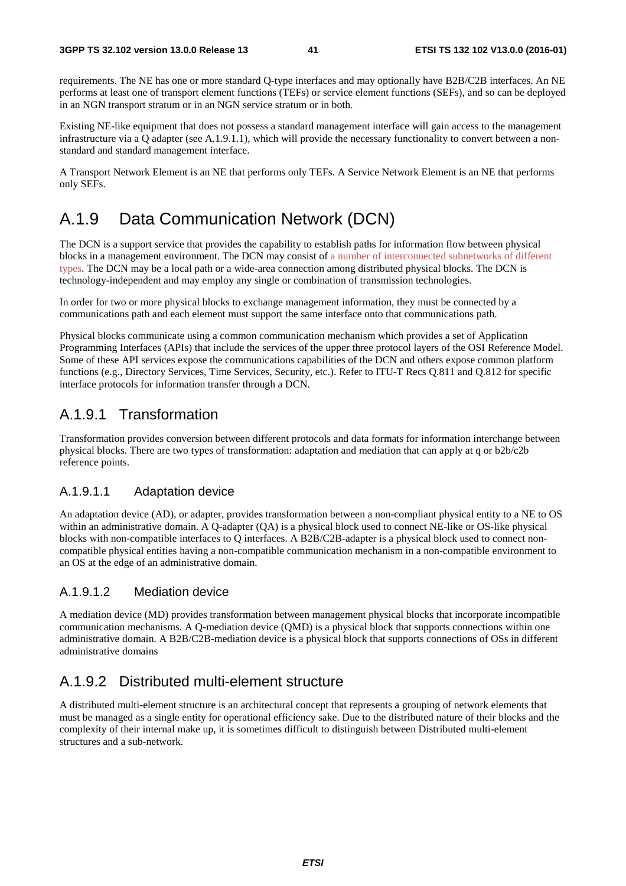requirements. The NE has one or more standard Q-type interfaces and may optionally have B2B/C2B interfaces. An NE performs at least one of transport element functions (TEFs) or service element functions (SEFs), and so can be deployed in an NGN transport stratum or in an NGN service stratum or in both.

Existing NE-like equipment that does not possess a standard management interface will gain access to the management infrastructure via a Q adapter (see A.1.9.1.1), which will provide the necessary functionality to convert between a non-standard and standard management interface.

A Transport Network Element is an NE that performs only TEFs. A Service Network Element is an NE that performs only SEFs.

# A.1.9 Data Communication Network (DCN)

The DCN is a support service that provides the capability to establish paths for information flow between physical blocks in a management environment. The DCN may consist of a number of interconnected subnetworks of different types. The DCN may be a local path or a wide-area connection among distributed physical blocks. The DCN is technology-independent and may employ any single or combination of transmission technologies.

In order for two or more physical blocks to exchange management information, they must be connected by a communications path and each element must support the same interface onto that communications path.

Physical blocks communicate using a common communication mechanism which provides a set of Application Programming Interfaces (APIs) that include the services of the upper three protocol layers of the OSI Reference Model. Some of these API services expose the communications capabilities of the DCN and others expose common platform functions (e.g., Directory Services, Time Services, Security, etc.). Refer to ITU-T Recs Q.811 and Q.812 for specific interface protocols for information transfer through a DCN.

## A.1.9.1 Transformation

Transformation provides conversion between different protocols and data formats for information interchange between physical blocks. There are two types of transformation: adaptation and mediation that can apply at q or b2b/c2b reference points.

### A.1.9.1.1 Adaptation device

An adaptation device (AD), or adapter, provides transformation between a non-compliant physical entity to a NE to OS within an administrative domain. A Q-adapter (QA) is a physical block used to connect NE-like or OS-like physical blocks with non-compatible interfaces to Q interfaces. A B2B/C2B-adapter is a physical block used to connect non-compatible physical entities having a non-compatible communication mechanism in a non-compatible environment to an OS at the edge of an administrative domain.

### A.1.9.1.2 Mediation device

A mediation device (MD) provides transformation between management physical blocks that incorporate incompatible communication mechanisms. A Q-mediation device (QMD) is a physical block that supports connections within one administrative domain. A B2B/C2B-mediation device is a physical block that supports connections of OSs in different administrative domains

## A.1.9.2 Distributed multi-element structure

A distributed multi-element structure is an architectural concept that represents a grouping of network elements that must be managed as a single entity for operational efficiency sake. Due to the distributed nature of their blocks and the complexity of their internal make up, it is sometimes difficult to distinguish between Distributed multi-element structures and a sub-network.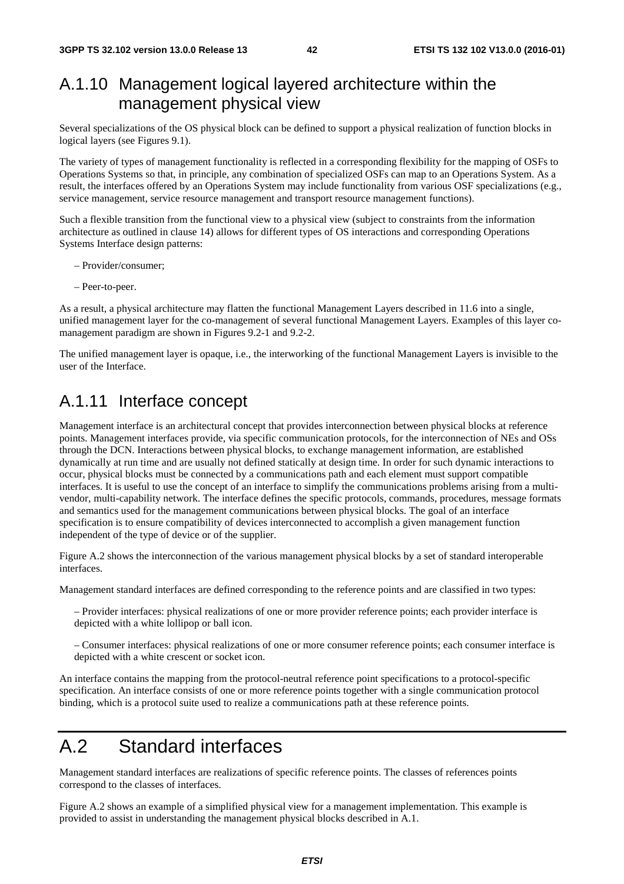### A.1.10 Management logical layered architecture within the management physical view

Several specializations of the OS physical block can be defined to support a physical realization of function blocks in logical layers (see Figures 9.1).

The variety of types of management functionality is reflected in a corresponding flexibility for the mapping of OSFs to Operations Systems so that, in principle, any combination of specialized OSFs can map to an Operations System. As a result, the interfaces offered by an Operations System may include functionality from various OSF specializations (e.g., service management, service resource management and transport resource management functions).

Such a flexible transition from the functional view to a physical view (subject to constraints from the information architecture as outlined in clause 14) allows for different types of OS interactions and corresponding Operations Systems Interface design patterns:

– Provider/consumer;

– Peer-to-peer.

As a result, a physical architecture may flatten the functional Management Layers described in 11.6 into a single, unified management layer for the co-management of several functional Management Layers. Examples of this layer co-management paradigm are shown in Figures 9.2-1 and 9.2-2.

The unified management layer is opaque, i.e., the interworking of the functional Management Layers is invisible to the user of the Interface.

### A.1.11 Interface concept

Management interface is an architectural concept that provides interconnection between physical blocks at reference points. Management interfaces provide, via specific communication protocols, for the interconnection of NEs and OSs through the DCN. Interactions between physical blocks, to exchange management information, are established dynamically at run time and are usually not defined statically at design time. In order for such dynamic interactions to occur, physical blocks must be connected by a communications path and each element must support compatible interfaces. It is useful to use the concept of an interface to simplify the communications problems arising from a multi-vendor, multi-capability network. The interface defines the specific protocols, commands, procedures, message formats and semantics used for the management communications between physical blocks. The goal of an interface specification is to ensure compatibility of devices interconnected to accomplish a given management function independent of the type of device or of the supplier.

Figure A.2 shows the interconnection of the various management physical blocks by a set of standard interoperable interfaces.

Management standard interfaces are defined corresponding to the reference points and are classified in two types:

– Provider interfaces: physical realizations of one or more provider reference points; each provider interface is depicted with a white lollipop or ball icon.

– Consumer interfaces: physical realizations of one or more consumer reference points; each consumer interface is depicted with a white crescent or socket icon.

An interface contains the mapping from the protocol-neutral reference point specifications to a protocol-specific specification. An interface consists of one or more reference points together with a single communication protocol binding, which is a protocol suite used to realize a communications path at these reference points.

## A.2 Standard interfaces

Management standard interfaces are realizations of specific reference points. The classes of references points correspond to the classes of interfaces.

Figure A.2 shows an example of a simplified physical view for a management implementation. This example is provided to assist in understanding the management physical blocks described in A.1.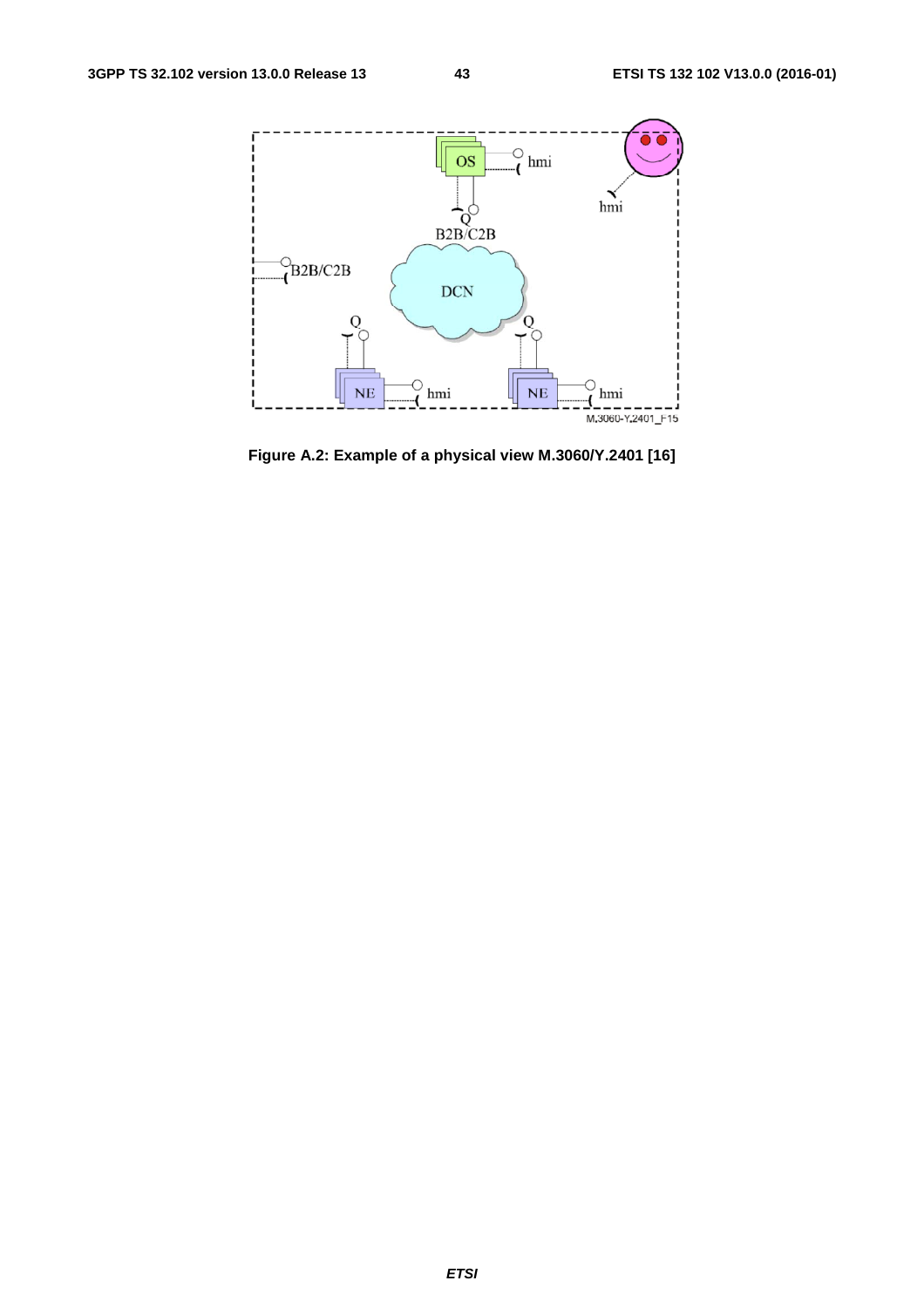Figure A.2: Example of a physical view M.3060/Y.2401 [16]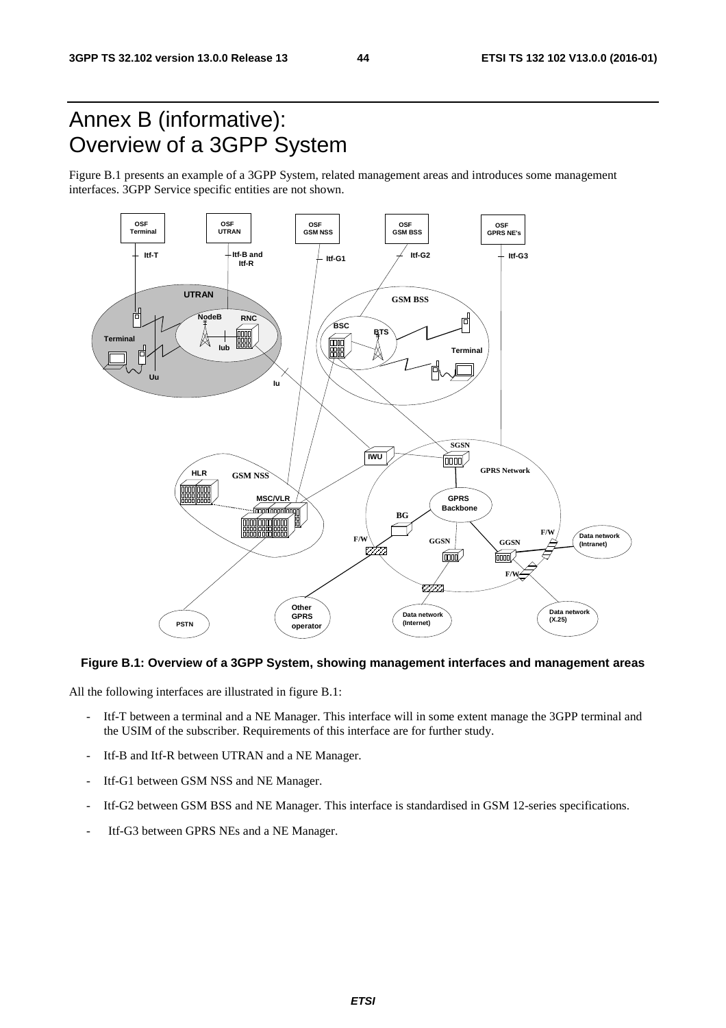# Annex B (informative): Overview of a 3GPP System

Figure B.1 presents an example of a 3GPP System, related management areas and introduces some management interfaces. 3GPP Service specific entities are not shown.

**Figure B.1: Overview of a 3GPP System, showing management interfaces and management areas**

All the following interfaces are illustrated in figure B.1:

- Itf-T between a terminal and a NE Manager. This interface will in some extent manage the 3GPP terminal and the USIM of the subscriber. Requirements of this interface are for further study.
- Itf-B and Itf-R between UTRAN and a NE Manager.
- Itf-G1 between GSM NSS and NE Manager.
- Itf-G2 between GSM BSS and NE Manager. This interface is standardised in GSM 12-series specifications.
- Itf-G3 between GPRS NEs and a NE Manager.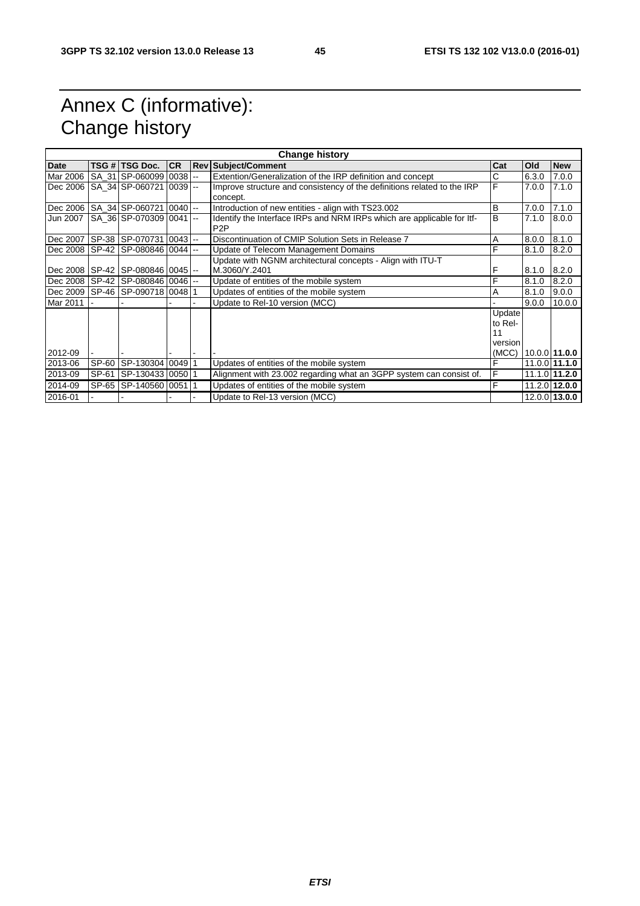# Annex C (informative): Change history

| Change history | | | | | | | | |
|---|---|---|---|---|---|---|---|---|
| **Date** | **TSG #** | **TSG Doc.** | **CR** | **Rev** | **Subject/Comment** | **Cat** | **Old** | **New** |
| Mar 2006 | SA_31 | SP-060099 | 0038 | -- | Extention/Generalization of the IRP definition and concept | C | 6.3.0 | 7.0.0 |
| Dec 2006 | SA_34 | SP-060721 | 0039 | -- | Improve structure and consistency of the definitions related to the IRP concept. | F | 7.0.0 | 7.1.0 |
| Dec 2006 | SA_34 | SP-060721 | 0040 | -- | Introduction of new entities - align with TS23.002 | B | 7.0.0 | 7.1.0 |
| Jun 2007 | SA_36 | SP-070309 | 0041 | -- | Identify the Interface IRPs and NRM IRPs which are applicable for Itf-P2P | B | 7.1.0 | 8.0.0 |
| Dec 2007 | SP-38 | SP-070731 | 0043 | -- | Discontinuation of CMIP Solution Sets in Release 7 | A | 8.0.0 | 8.1.0 |
| Dec 2008 | SP-42 | SP-080846 | 0044 | -- | Update of Telecom Management Domains | F | 8.1.0 | 8.2.0 |
| Dec 2008 | SP-42 | SP-080846 | 0045 | -- | Update with NGNM architectural concepts - Align with ITU-T M.3060/Y.2401 | F | 8.1.0 | 8.2.0 |
| Dec 2008 | SP-42 | SP-080846 | 0046 | -- | Update of entities of the mobile system | F | 8.1.0 | 8.2.0 |
| Dec 2009 | SP-46 | SP-090718 | 0048 | 1 | Updates of entities of the mobile system | A | 8.1.0 | 9.0.0 |
| Mar 2011 | - | - | - | - | Update to Rel-10 version (MCC) | - | 9.0.0 | 10.0.0 |
| 2012-09 | - | - | - | - | - | Update to Rel-11 version (MCC) | 10.0.0 | **11.0.0** |
| 2013-06 | SP-60 | SP-130304 | 0049 | 1 | Updates of entities of the mobile system | F | 11.0.0 | **11.1.0** |
| 2013-09 | SP-61 | SP-130433 | 0050 | 1 | Alignment with 23.002 regarding what an 3GPP system can consist of. | F | 11.1.0 | **11.2.0** |
| 2014-09 | SP-65 | SP-140560 | 0051 | 1 | Updates of entities of the mobile system | F | 11.2.0 | **12.0.0** |
| 2016-01 | - | - | - | - | Update to Rel-13 version (MCC) | | 12.0.0 | **13.0.0** |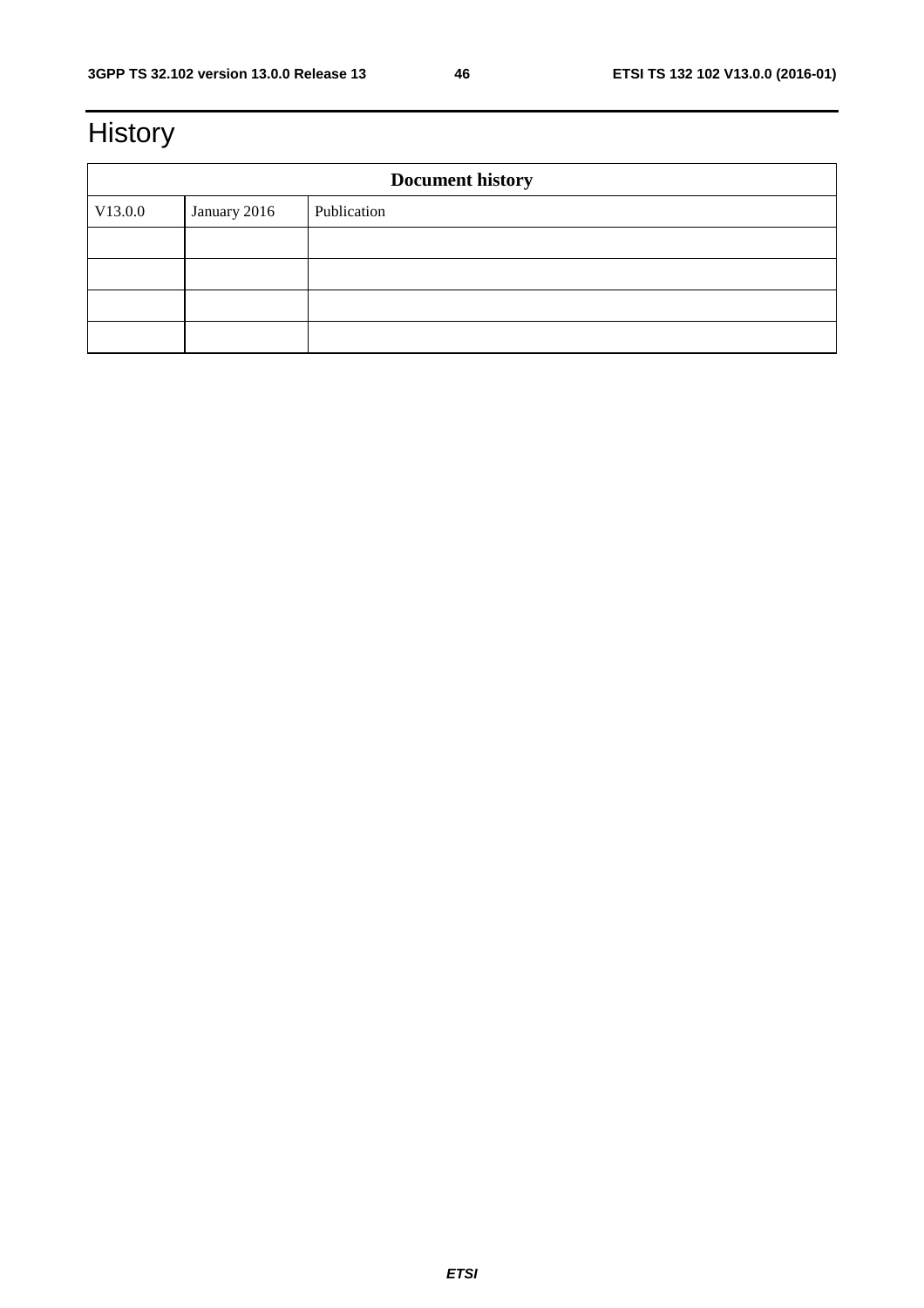# History

| Document history | | |
|---|---|---|
| V13.0.0 | January 2016 | Publication |
| | | |
| | | |
| | | |
| | | |